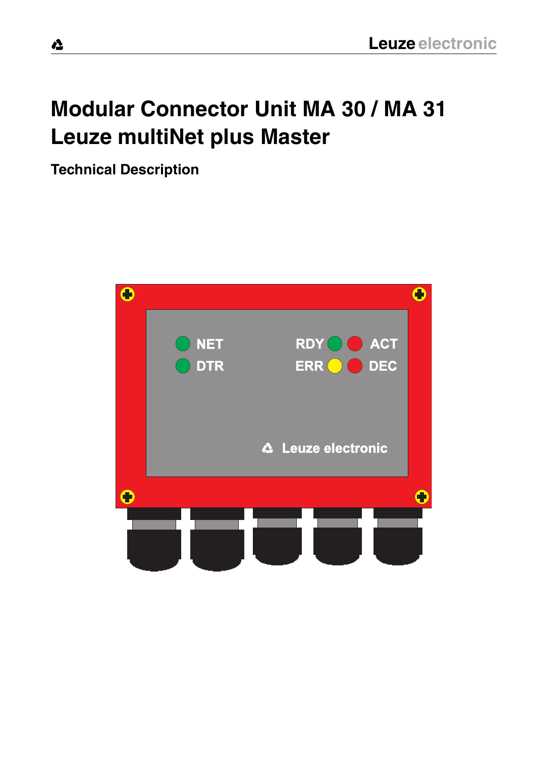# Modular Connector Unit MA 30 / MA 31
# Leuze multiNet plus Master

**Technical Description**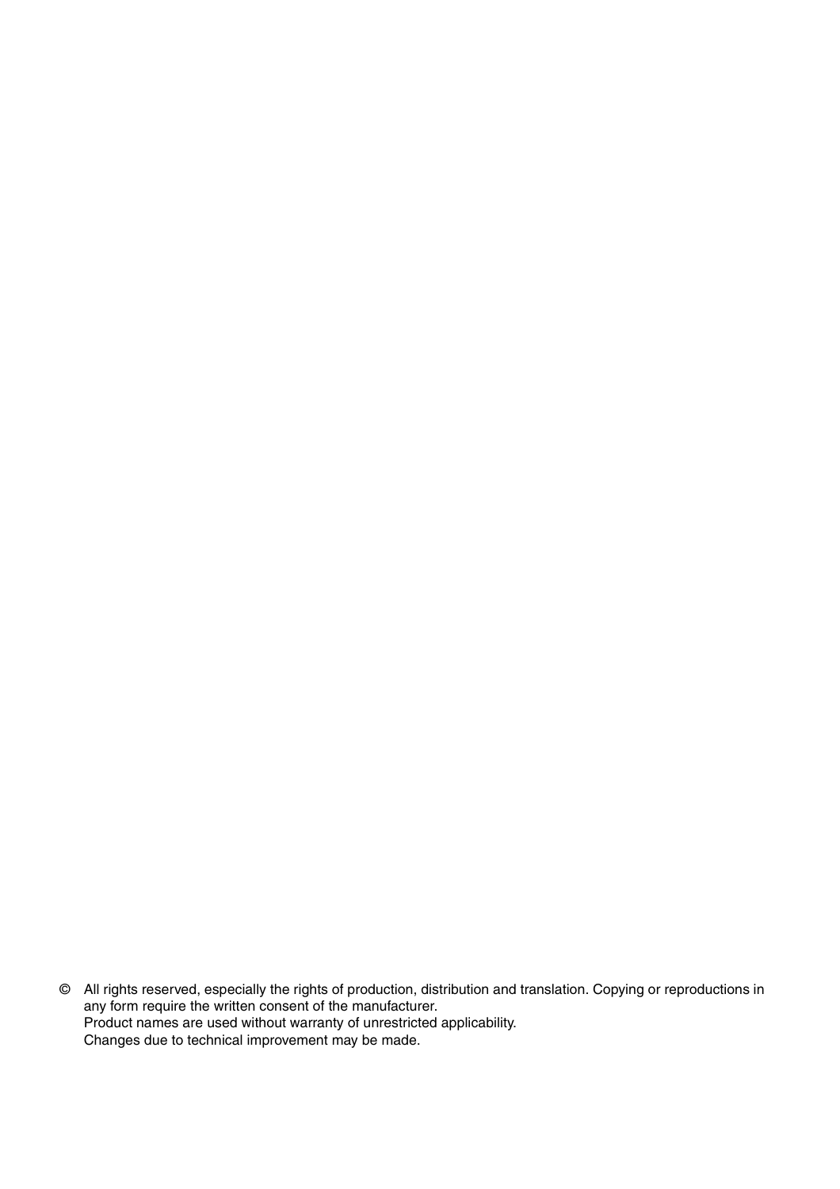© All rights reserved, especially the rights of production, distribution and translation. Copying or reproductions in any form require the written consent of the manufacturer.
Product names are used without warranty of unrestricted applicability.
Changes due to technical improvement may be made.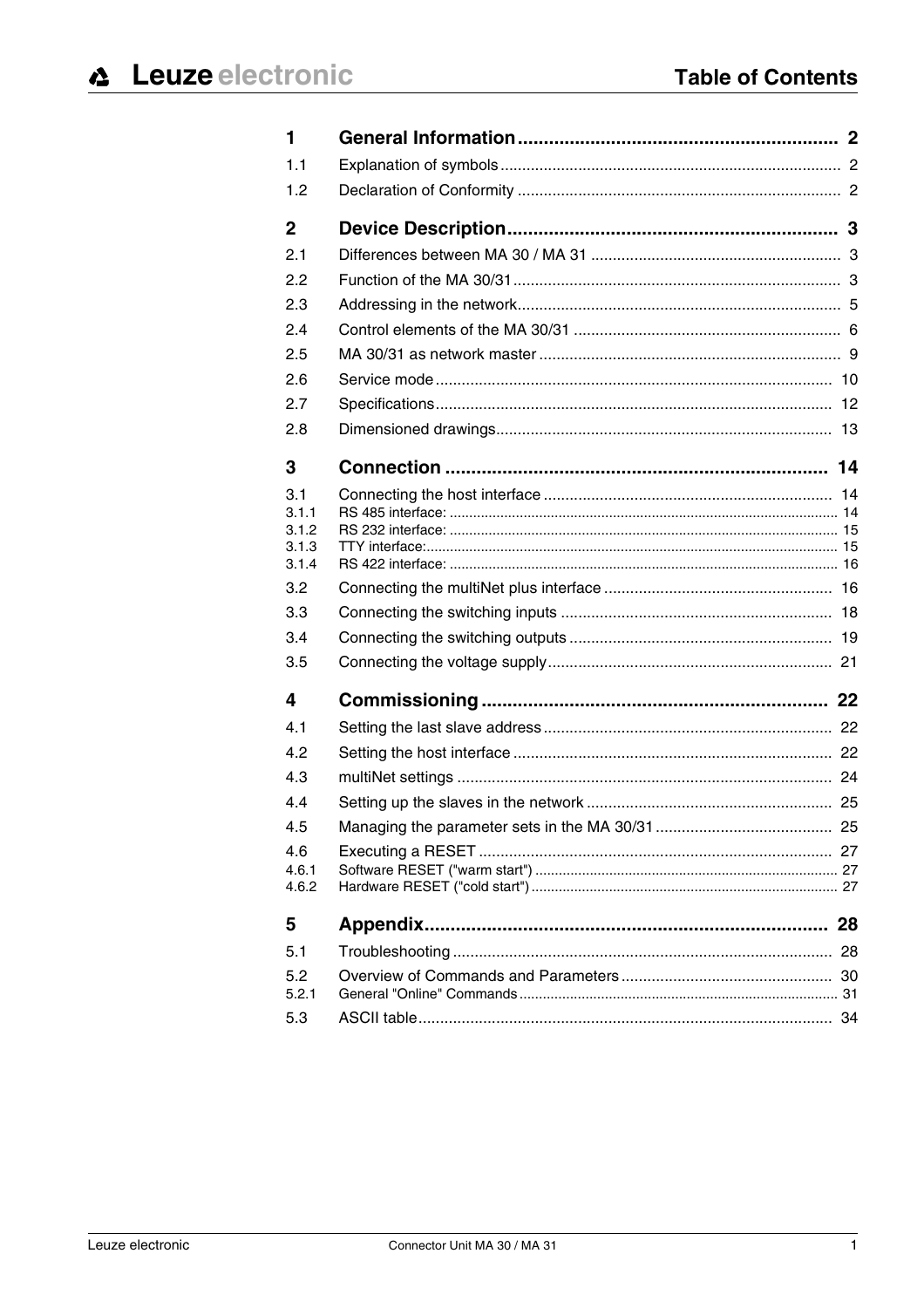# Table of Contents

| | | |
|---|---|---|
| **1** | **General Information** | **2** |
| 1.1 | Explanation of symbols | 2 |
| 1.2 | Declaration of Conformity | 2 |
| **2** | **Device Description** | **3** |
| 2.1 | Differences between MA 30 / MA 31 | 3 |
| 2.2 | Function of the MA 30/31 | 3 |
| 2.3 | Addressing in the network | 5 |
| 2.4 | Control elements of the MA 30/31 | 6 |
| 2.5 | MA 30/31 as network master | 9 |
| 2.6 | Service mode | 10 |
| 2.7 | Specifications | 12 |
| 2.8 | Dimensioned drawings | 13 |
| **3** | **Connection** | **14** |
| 3.1 | Connecting the host interface | 14 |
| 3.1.1 | RS 485 interface: | 14 |
| 3.1.2 | RS 232 interface: | 15 |
| 3.1.3 | TTY interface: | 15 |
| 3.1.4 | RS 422 interface: | 16 |
| 3.2 | Connecting the multiNet plus interface | 16 |
| 3.3 | Connecting the switching inputs | 18 |
| 3.4 | Connecting the switching outputs | 19 |
| 3.5 | Connecting the voltage supply | 21 |
| **4** | **Commissioning** | **22** |
| 4.1 | Setting the last slave address | 22 |
| 4.2 | Setting the host interface | 22 |
| 4.3 | multiNet settings | 24 |
| 4.4 | Setting up the slaves in the network | 25 |
| 4.5 | Managing the parameter sets in the MA 30/31 | 25 |
| 4.6 | Executing a RESET | 27 |
| 4.6.1 | Software RESET ("warm start") | 27 |
| 4.6.2 | Hardware RESET ("cold start") | 27 |
| **5** | **Appendix** | **28** |
| 5.1 | Troubleshooting | 28 |
| 5.2 | Overview of Commands and Parameters | 30 |
| 5.2.1 | General "Online" Commands | 31 |
| 5.3 | ASCII table | 34 |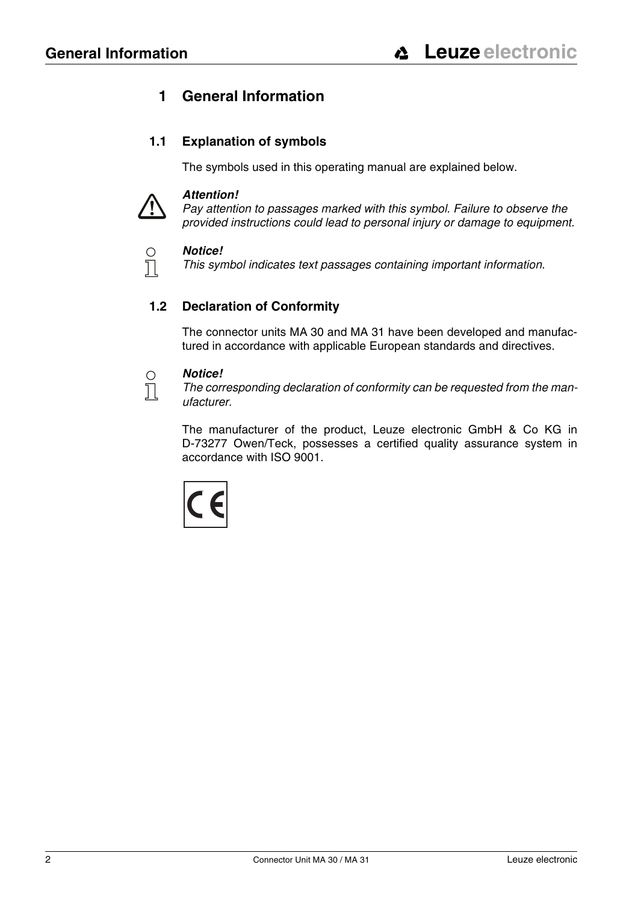# 1 General Information

## 1.1 Explanation of symbols

The symbols used in this operating manual are explained below.

***Attention!***
*Pay attention to passages marked with this symbol. Failure to observe the provided instructions could lead to personal injury or damage to equipment.*

***Notice!***
*This symbol indicates text passages containing important information.*

## 1.2 Declaration of Conformity

The connector units MA 30 and MA 31 have been developed and manufactured in accordance with applicable European standards and directives.

***Notice!***
*The corresponding declaration of conformity can be requested from the manufacturer.*

The manufacturer of the product, Leuze electronic GmbH & Co KG in D-73277 Owen/Teck, possesses a certified quality assurance system in accordance with ISO 9001.

CE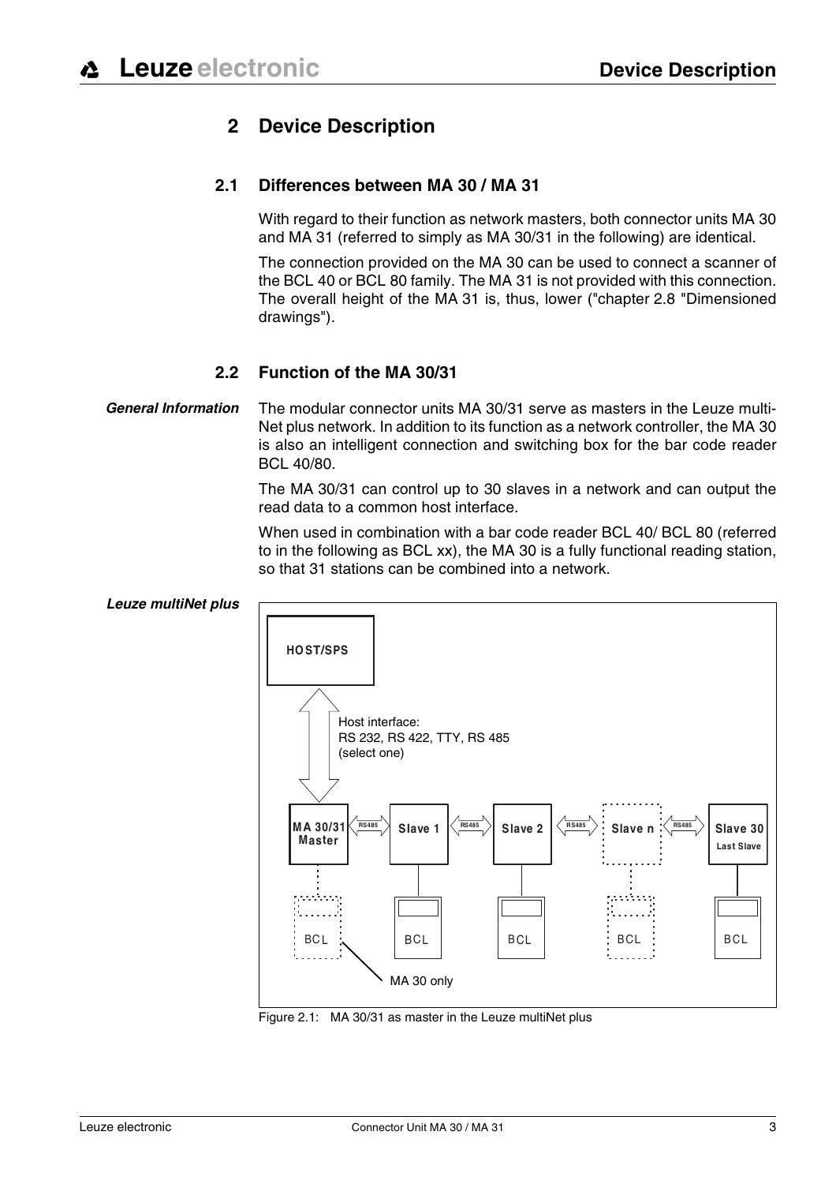# 2 Device Description

## 2.1 Differences between MA 30 / MA 31

With regard to their function as network masters, both connector units MA 30 and MA 31 (referred to simply as MA 30/31 in the following) are identical.

The connection provided on the MA 30 can be used to connect a scanner of the BCL 40 or BCL 80 family. The MA 31 is not provided with this connection. The overall height of the MA 31 is, thus, lower ("chapter 2.8 "Dimensioned drawings").

## 2.2 Function of the MA 30/31

***General Information***

The modular connector units MA 30/31 serve as masters in the Leuze multi-Net plus network. In addition to its function as a network controller, the MA 30 is also an intelligent connection and switching box for the bar code reader BCL 40/80.

The MA 30/31 can control up to 30 slaves in a network and can output the read data to a common host interface.

When used in combination with a bar code reader BCL 40/ BCL 80 (referred to in the following as BCL xx), the MA 30 is a fully functional reading station, so that 31 stations can be combined into a network.

***Leuze multiNet plus***

HOST/SPS

Host interface:
RS 232, RS 422, TTY, RS 485
(select one)

MA 30/31 Master — RS485 — Slave 1 — RS485 — Slave 2 — RS485 — Slave n — RS485 — Slave 30 Last Slave

BCL BCL BCL BCL BCL

MA 30 only

Figure 2.1: MA 30/31 as master in the Leuze multiNet plus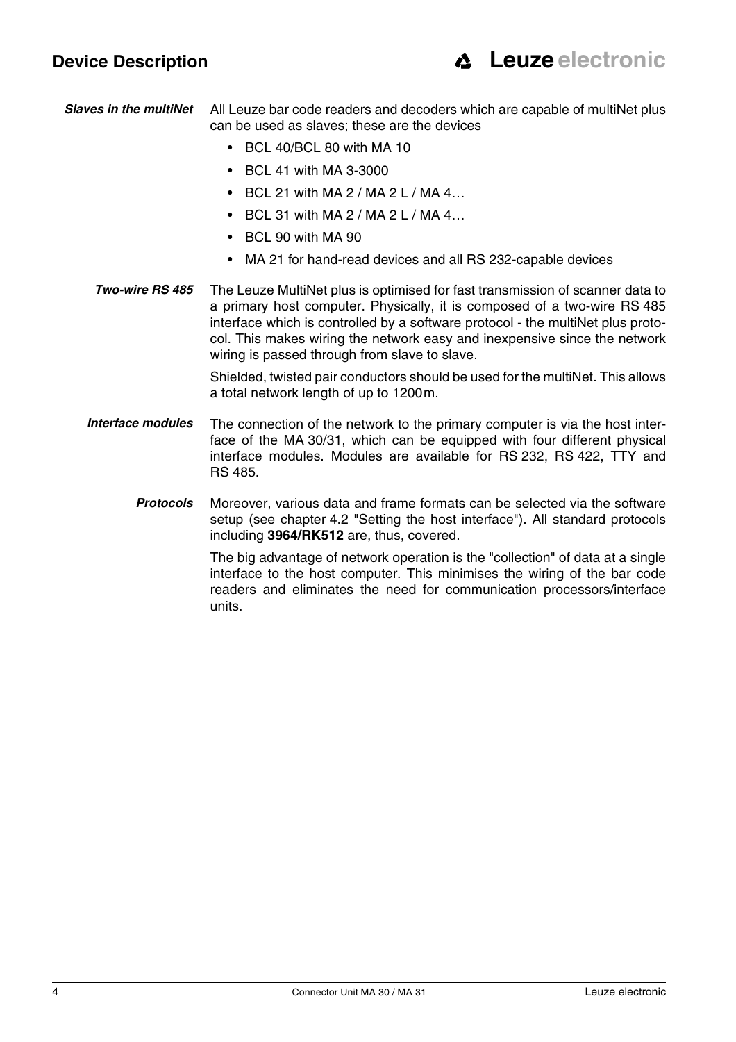***Slaves in the multiNet*** All Leuze bar code readers and decoders which are capable of multiNet plus can be used as slaves; these are the devices

- BCL 40/BCL 80 with MA 10
- BCL 41 with MA 3-3000
- BCL 21 with MA 2 / MA 2 L / MA 4…
- BCL 31 with MA 2 / MA 2 L / MA 4…
- BCL 90 with MA 90
- MA 21 for hand-read devices and all RS 232-capable devices

***Two-wire RS 485*** The Leuze MultiNet plus is optimised for fast transmission of scanner data to a primary host computer. Physically, it is composed of a two-wire RS 485 interface which is controlled by a software protocol - the multiNet plus protocol. This makes wiring the network easy and inexpensive since the network wiring is passed through from slave to slave.

Shielded, twisted pair conductors should be used for the multiNet. This allows a total network length of up to 1200m.

***Interface modules*** The connection of the network to the primary computer is via the host interface of the MA 30/31, which can be equipped with four different physical interface modules. Modules are available for RS 232, RS 422, TTY and RS 485.

***Protocols*** Moreover, various data and frame formats can be selected via the software setup (see chapter 4.2 "Setting the host interface"). All standard protocols including **3964/RK512** are, thus, covered.

The big advantage of network operation is the "collection" of data at a single interface to the host computer. This minimises the wiring of the bar code readers and eliminates the need for communication processors/interface units.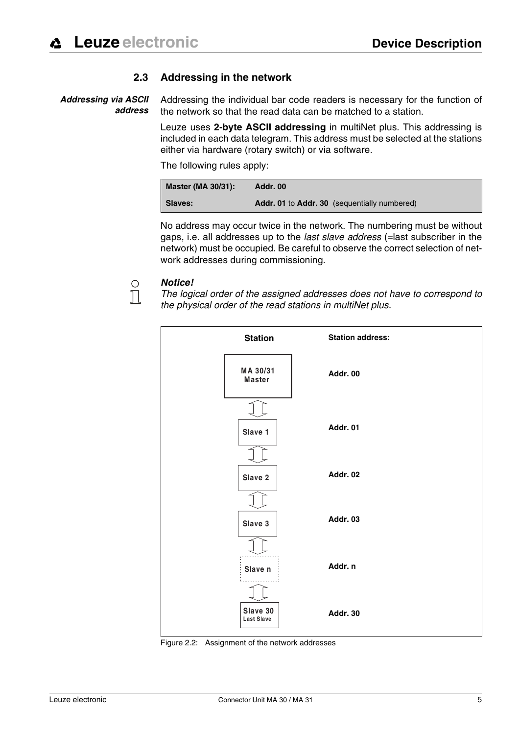## 2.3 Addressing in the network

***Addressing via ASCII address***

Addressing the individual bar code readers is necessary for the function of the network so that the read data can be matched to a station.

Leuze uses **2-byte ASCII addressing** in multiNet plus. This addressing is included in each data telegram. This address must be selected at the stations either via hardware (rotary switch) or via software.

The following rules apply:

| | |
|---|---|
| **Master (MA 30/31):** | **Addr. 00** |
| **Slaves:** | **Addr. 01** to **Addr. 30** (sequentially numbered) |

No address may occur twice in the network. The numbering must be without gaps, i.e. all addresses up to the *last slave address* (=last subscriber in the network) must be occupied. Be careful to observe the correct selection of network addresses during commissioning.

***Notice!***

*The logical order of the assigned addresses does not have to correspond to the physical order of the read stations in multiNet plus.*

| Station | Station address: |
|---|---|
| MA 30/31 Master | Addr. 00 |
| Slave 1 | Addr. 01 |
| Slave 2 | Addr. 02 |
| Slave 3 | Addr. 03 |
| Slave n | Addr. n |
| Slave 30 Last Slave | Addr. 30 |

Figure 2.2: Assignment of the network addresses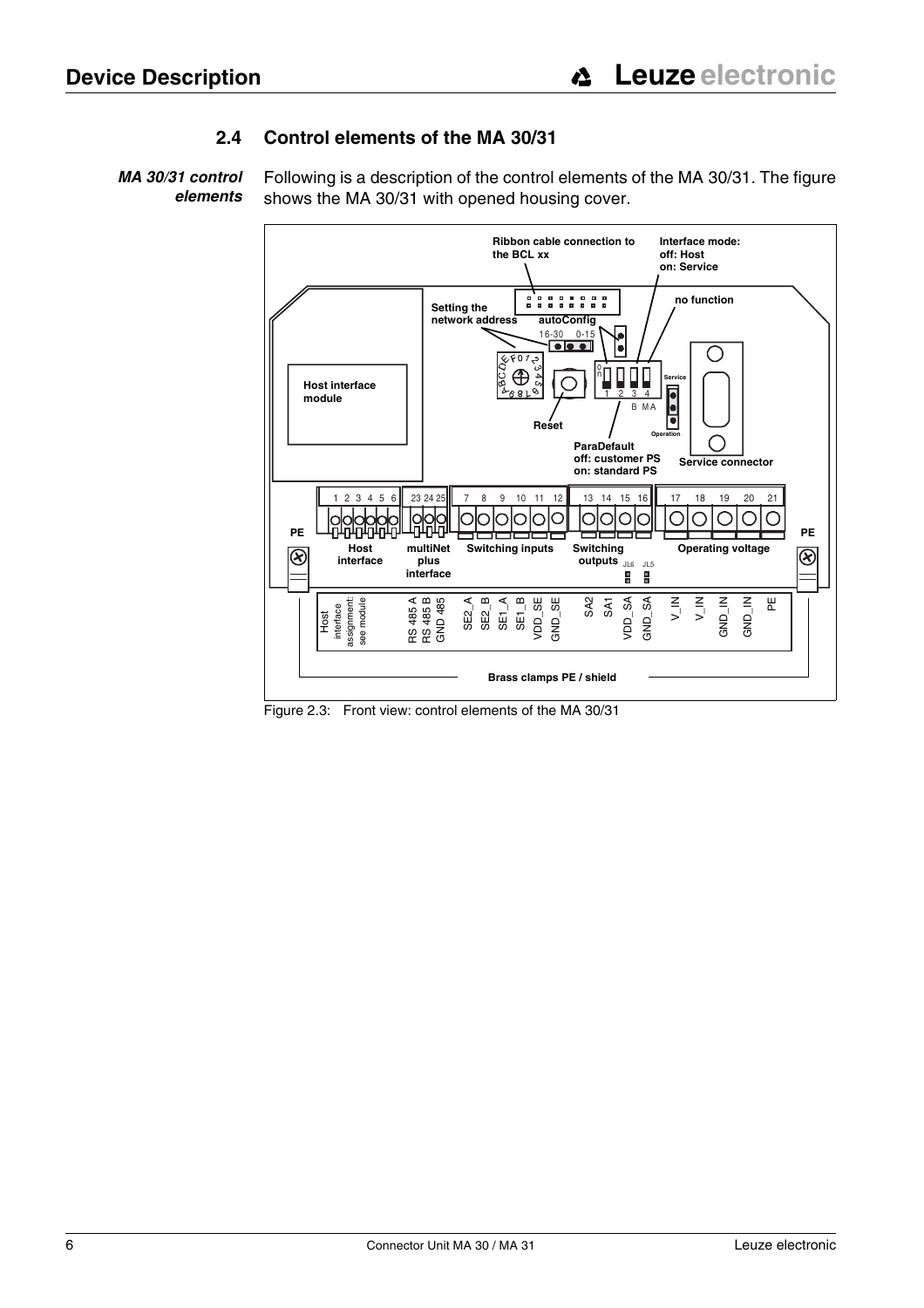## 2.4 Control elements of the MA 30/31

***MA 30/31 control elements***

Following is a description of the control elements of the MA 30/31. The figure shows the MA 30/31 with opened housing cover.

Figure 2.3: Front view: control elements of the MA 30/31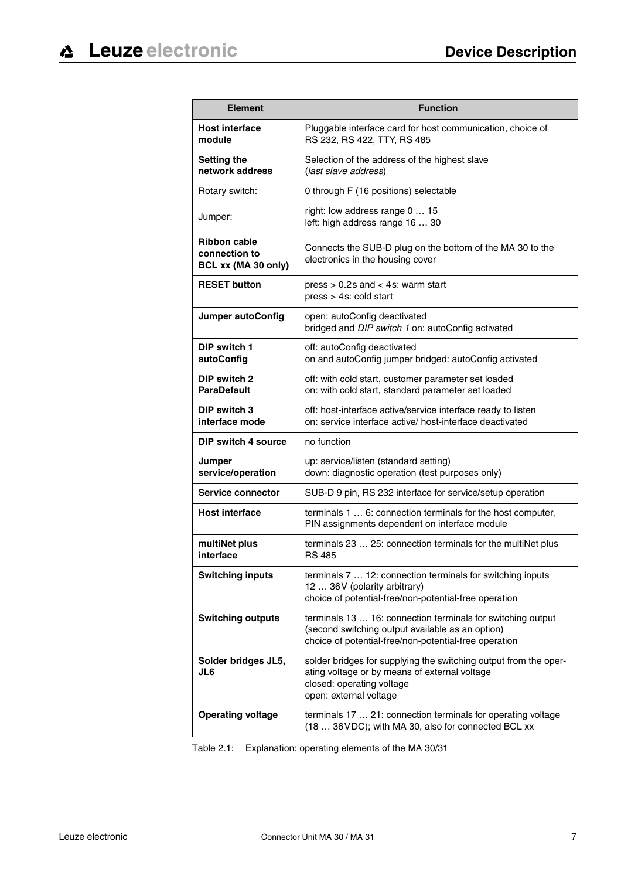| Element | Function |
|---|---|
| **Host interface module** | Pluggable interface card for host communication, choice of RS 232, RS 422, TTY, RS 485 |
| **Setting the network address** | Selection of the address of the highest slave (*last slave address*) |
| Rotary switch: | 0 through F (16 positions) selectable |
| Jumper: | right: low address range 0 … 15<br>left: high address range 16 … 30 |
| **Ribbon cable connection to BCL xx (MA 30 only)** | Connects the SUB-D plug on the bottom of the MA 30 to the electronics in the housing cover |
| **RESET button** | press > 0.2s and < 4s: warm start<br>press > 4s: cold start |
| **Jumper autoConfig** | open: autoConfig deactivated<br>bridged and *DIP switch 1* on: autoConfig activated |
| **DIP switch 1 autoConfig** | off: autoConfig deactivated<br>on and autoConfig jumper bridged: autoConfig activated |
| **DIP switch 2 ParaDefault** | off: with cold start, customer parameter set loaded<br>on: with cold start, standard parameter set loaded |
| **DIP switch 3 interface mode** | off: host-interface active/service interface ready to listen<br>on: service interface active/ host-interface deactivated |
| **DIP switch 4 source** | no function |
| **Jumper service/operation** | up: service/listen (standard setting)<br>down: diagnostic operation (test purposes only) |
| **Service connector** | SUB-D 9 pin, RS 232 interface for service/setup operation |
| **Host interface** | terminals 1 … 6: connection terminals for the host computer, PIN assignments dependent on interface module |
| **multiNet plus interface** | terminals 23 … 25: connection terminals for the multiNet plus RS 485 |
| **Switching inputs** | terminals 7 … 12: connection terminals for switching inputs 12 … 36V (polarity arbitrary)<br>choice of potential-free/non-potential-free operation |
| **Switching outputs** | terminals 13 … 16: connection terminals for switching output (second switching output available as an option)<br>choice of potential-free/non-potential-free operation |
| **Solder bridges JL5, JL6** | solder bridges for supplying the switching output from the operating voltage or by means of external voltage<br>closed: operating voltage<br>open: external voltage |
| **Operating voltage** | terminals 17 … 21: connection terminals for operating voltage (18 … 36VDC); with MA 30, also for connected BCL xx |

Table 2.1: Explanation: operating elements of the MA 30/31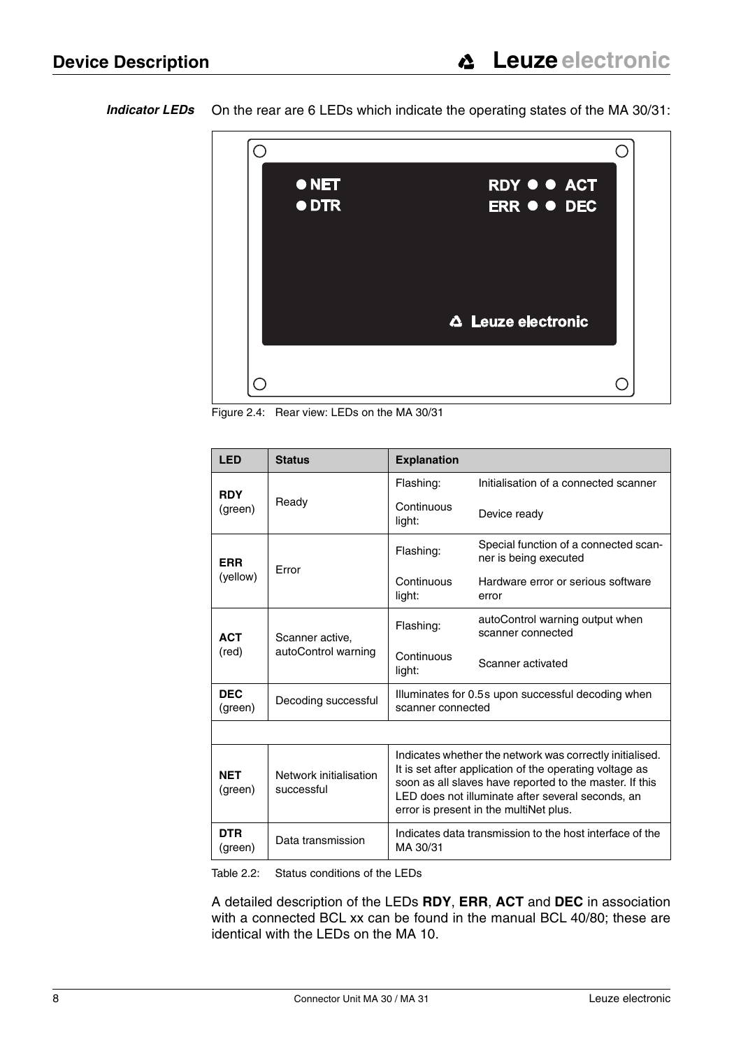***Indicator LEDs*** On the rear are 6 LEDs which indicate the operating states of the MA 30/31:

Figure 2.4: Rear view: LEDs on the MA 30/31

| LED | Status | Explanation | |
|---|---|---|---|
| **RDY** (green) | Ready | Flashing: | Initialisation of a connected scanner |
| | | Continuous light: | Device ready |
| **ERR** (yellow) | Error | Flashing: | Special function of a connected scanner is being executed |
| | | Continuous light: | Hardware error or serious software error |
| **ACT** (red) | Scanner active, autoControl warning | Flashing: | autoControl warning output when scanner connected |
| | | Continuous light: | Scanner activated |
| **DEC** (green) | Decoding successful | Illuminates for 0.5s upon successful decoding when scanner connected | |
| | | | |
| **NET** (green) | Network initialisation successful | Indicates whether the network was correctly initialised. It is set after application of the operating voltage as soon as all slaves have reported to the master. If this LED does not illuminate after several seconds, an error is present in the multiNet plus. | |
| **DTR** (green) | Data transmission | Indicates data transmission to the host interface of the MA 30/31 | |

Table 2.2: Status conditions of the LEDs

A detailed description of the LEDs **RDY**, **ERR**, **ACT** and **DEC** in association with a connected BCL xx can be found in the manual BCL 40/80; these are identical with the LEDs on the MA 10.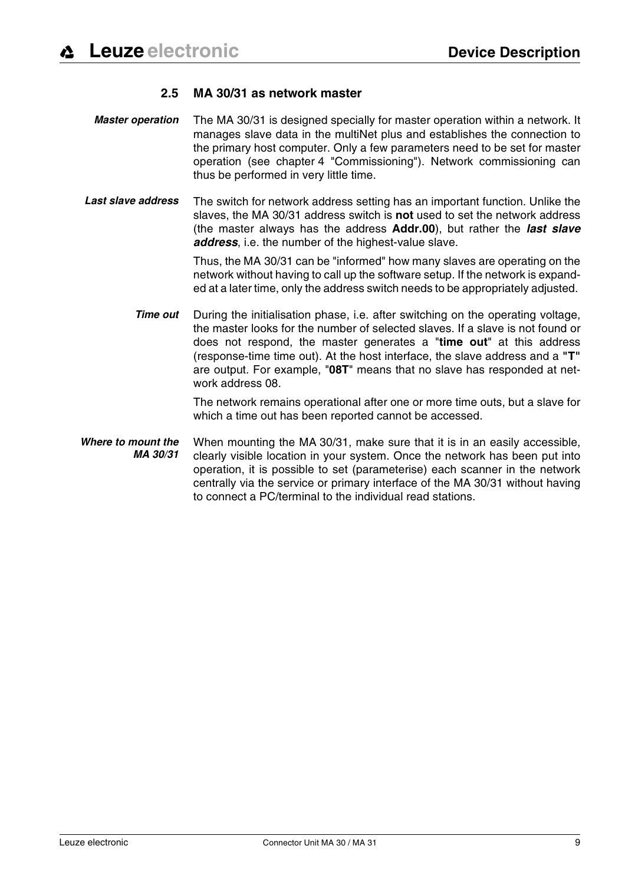## 2.5 MA 30/31 as network master

***Master operation*** The MA 30/31 is designed specially for master operation within a network. It manages slave data in the multiNet plus and establishes the connection to the primary host computer. Only a few parameters need to be set for master operation (see chapter 4 "Commissioning"). Network commissioning can thus be performed in very little time.

***Last slave address*** The switch for network address setting has an important function. Unlike the slaves, the MA 30/31 address switch is **not** used to set the network address (the master always has the address **Addr.00**), but rather the ***last slave address***, i.e. the number of the highest-value slave.

Thus, the MA 30/31 can be "informed" how many slaves are operating on the network without having to call up the software setup. If the network is expanded at a later time, only the address switch needs to be appropriately adjusted.

***Time out*** During the initialisation phase, i.e. after switching on the operating voltage, the master looks for the number of selected slaves. If a slave is not found or does not respond, the master generates a "**time out**" at this address (response-time time out). At the host interface, the slave address and a **"T"** are output. For example, "**08T**" means that no slave has responded at network address 08.

The network remains operational after one or more time outs, but a slave for which a time out has been reported cannot be accessed.

***Where to mount the MA 30/31*** When mounting the MA 30/31, make sure that it is in an easily accessible, clearly visible location in your system. Once the network has been put into operation, it is possible to set (parameterise) each scanner in the network centrally via the service or primary interface of the MA 30/31 without having to connect a PC/terminal to the individual read stations.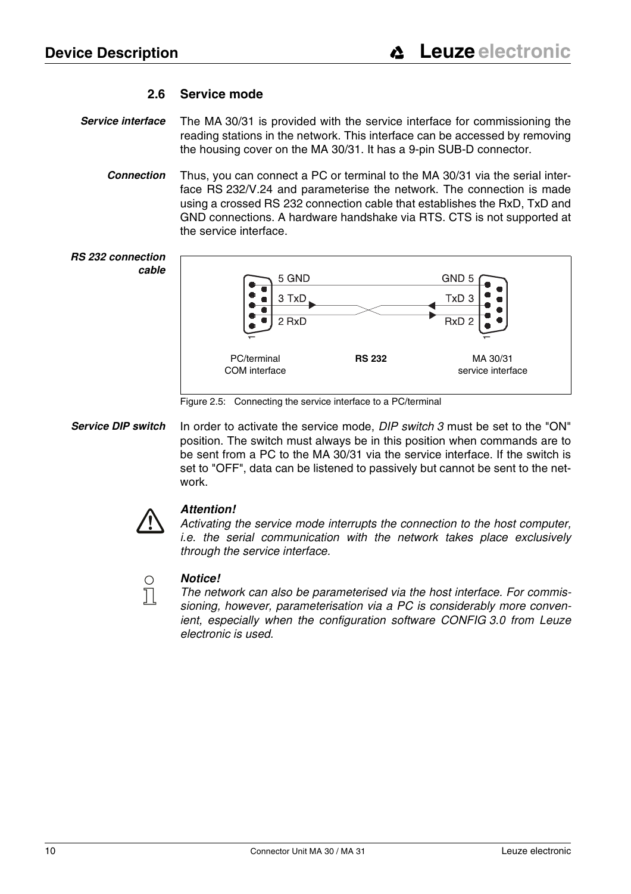### 2.6 Service mode

*Service interface*

The MA 30/31 is provided with the service interface for commissioning the reading stations in the network. This interface can be accessed by removing the housing cover on the MA 30/31. It has a 9-pin SUB-D connector.

*Connection*

Thus, you can connect a PC or terminal to the MA 30/31 via the serial interface RS 232/V.24 and parameterise the network. The connection is made using a crossed RS 232 connection cable that establishes the RxD, TxD and GND connections. A hardware handshake via RTS. CTS is not supported at the service interface.

*RS 232 connection cable*

| PC/terminal COM interface | RS 232 | MA 30/31 service interface |
|---|---|---|
| 5 GND | ↔ | GND 5 |
| 3 TxD | → | RxD 2 |
| 2 RxD | ← | TxD 3 |

Figure 2.5: Connecting the service interface to a PC/terminal

*Service DIP switch*

In order to activate the service mode, *DIP switch 3* must be set to the "ON" position. The switch must always be in this position when commands are to be sent from a PC to the MA 30/31 via the service interface. If the switch is set to "OFF", data can be listened to passively but cannot be sent to the network.

***Attention!***
*Activating the service mode interrupts the connection to the host computer, i.e. the serial communication with the network takes place exclusively through the service interface.*

***Notice!***
*The network can also be parameterised via the host interface. For commissioning, however, parameterisation via a PC is considerably more convenient, especially when the configuration software CONFIG 3.0 from Leuze electronic is used.*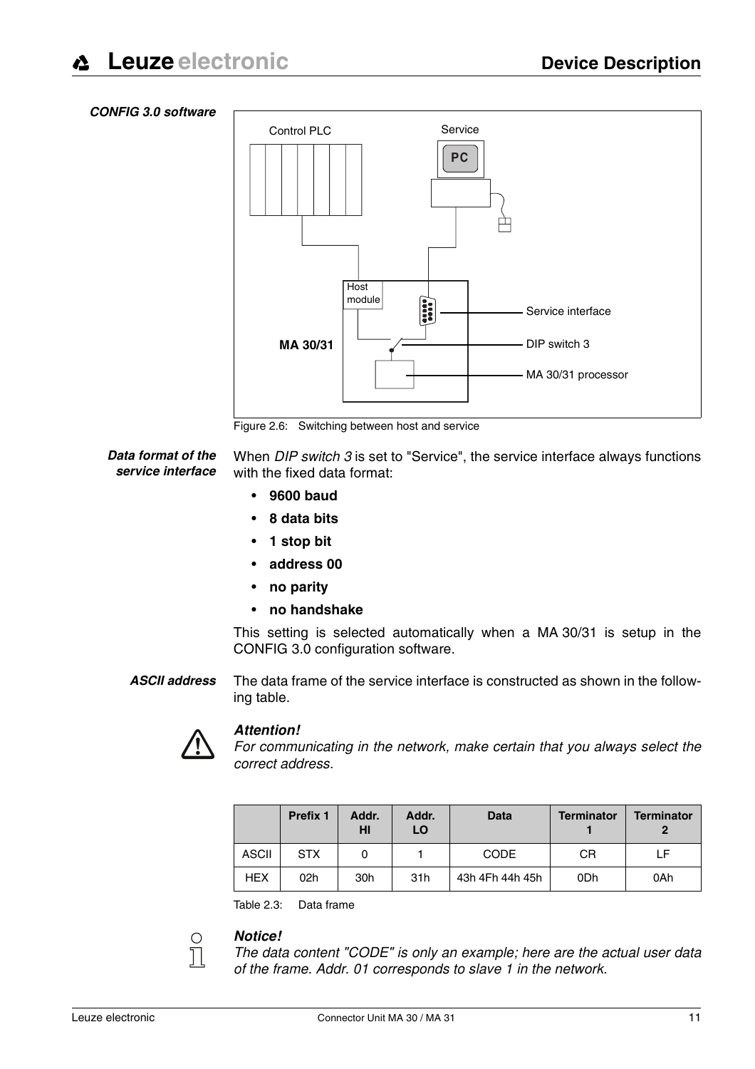*CONFIG 3.0 software*

Control PLC

Service

PC

Host module

MA 30/31

Service interface

DIP switch 3

MA 30/31 processor

Figure 2.6: Switching between host and service

*Data format of the service interface*

When *DIP switch 3* is set to "Service", the service interface always functions with the fixed data format:

- **9600 baud**
- **8 data bits**
- **1 stop bit**
- **address 00**
- **no parity**
- **no handshake**

This setting is selected automatically when a MA 30/31 is setup in the CONFIG 3.0 configuration software.

*ASCII address*

The data frame of the service interface is constructed as shown in the following table.

***Attention!***
*For communicating in the network, make certain that you always select the correct address.*

| | Prefix 1 | Addr. HI | Addr. LO | Data | Terminator 1 | Terminator 2 |
|---|---|---|---|---|---|---|
| ASCII | STX | 0 | 1 | CODE | CR | LF |
| HEX | 02h | 30h | 31h | 43h 4Fh 44h 45h | 0Dh | 0Ah |

Table 2.3: Data frame

***Notice!***
*The data content "CODE" is only an example; here are the actual user data of the frame. Addr. 01 corresponds to slave 1 in the network.*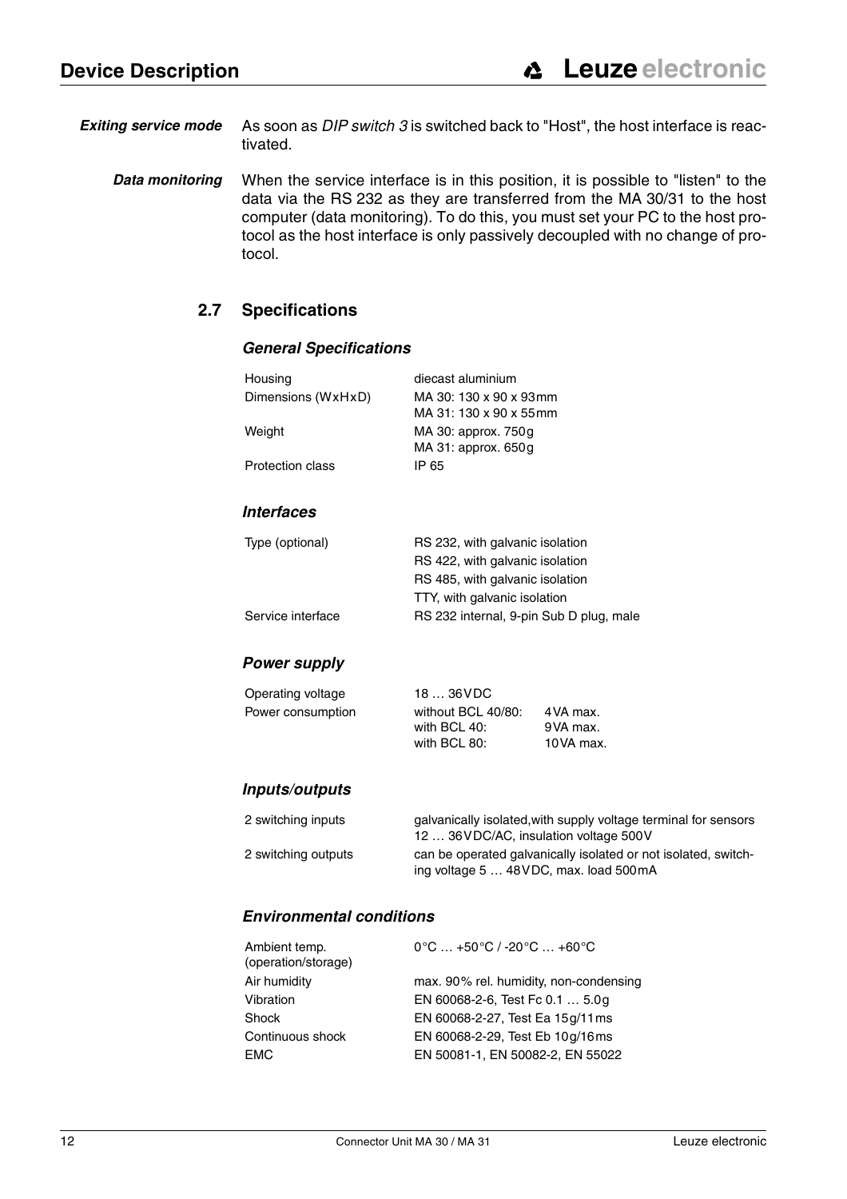**Exiting service mode** As soon as *DIP switch 3* is switched back to "Host", the host interface is reactivated.

**Data monitoring** When the service interface is in this position, it is possible to "listen" to the data via the RS 232 as they are transferred from the MA 30/31 to the host computer (data monitoring). To do this, you must set your PC to the host protocol as the host interface is only passively decoupled with no change of protocol.

## 2.7 Specifications

### General Specifications

| | |
|---|---|
| Housing | diecast aluminium |
| Dimensions (WxHxD) | MA 30: 130 x 90 x 93mm<br>MA 31: 130 x 90 x 55mm |
| Weight | MA 30: approx. 750g<br>MA 31: approx. 650g |
| Protection class | IP 65 |

### Interfaces

| | |
|---|---|
| Type (optional) | RS 232, with galvanic isolation<br>RS 422, with galvanic isolation<br>RS 485, with galvanic isolation<br>TTY, with galvanic isolation |
| Service interface | RS 232 internal, 9-pin Sub D plug, male |

### Power supply

| | | |
|---|---|---|
| Operating voltage | 18 … 36VDC | |
| Power consumption | without BCL 40/80: | 4VA max. |
| | with BCL 40: | 9VA max. |
| | with BCL 80: | 10VA max. |

### Inputs/outputs

| | |
|---|---|
| 2 switching inputs | galvanically isolated,with supply voltage terminal for sensors 12 … 36VDC/AC, insulation voltage 500V |
| 2 switching outputs | can be operated galvanically isolated or not isolated, switching voltage 5 … 48VDC, max. load 500mA |

### Environmental conditions

| | |
|---|---|
| Ambient temp. (operation/storage) | 0°C … +50°C / -20°C … +60°C |
| Air humidity | max. 90% rel. humidity, non-condensing |
| Vibration | EN 60068-2-6, Test Fc 0.1 … 5.0g |
| Shock | EN 60068-2-27, Test Ea 15g/11ms |
| Continuous shock | EN 60068-2-29, Test Eb 10g/16ms |
| EMC | EN 50081-1, EN 50082-2, EN 55022 |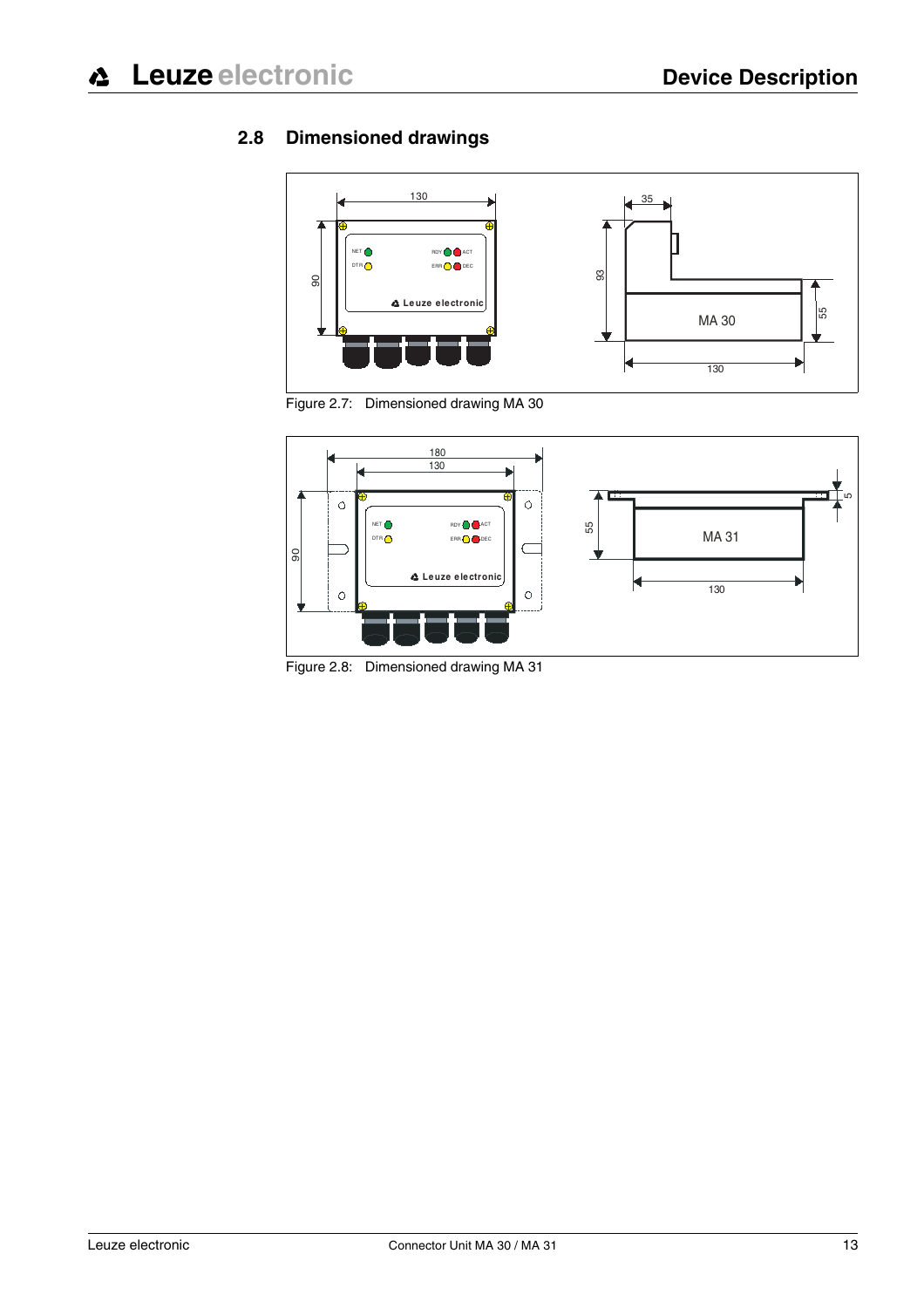## 2.8 Dimensioned drawings

Figure 2.7: Dimensioned drawing MA 30

Figure 2.8: Dimensioned drawing MA 31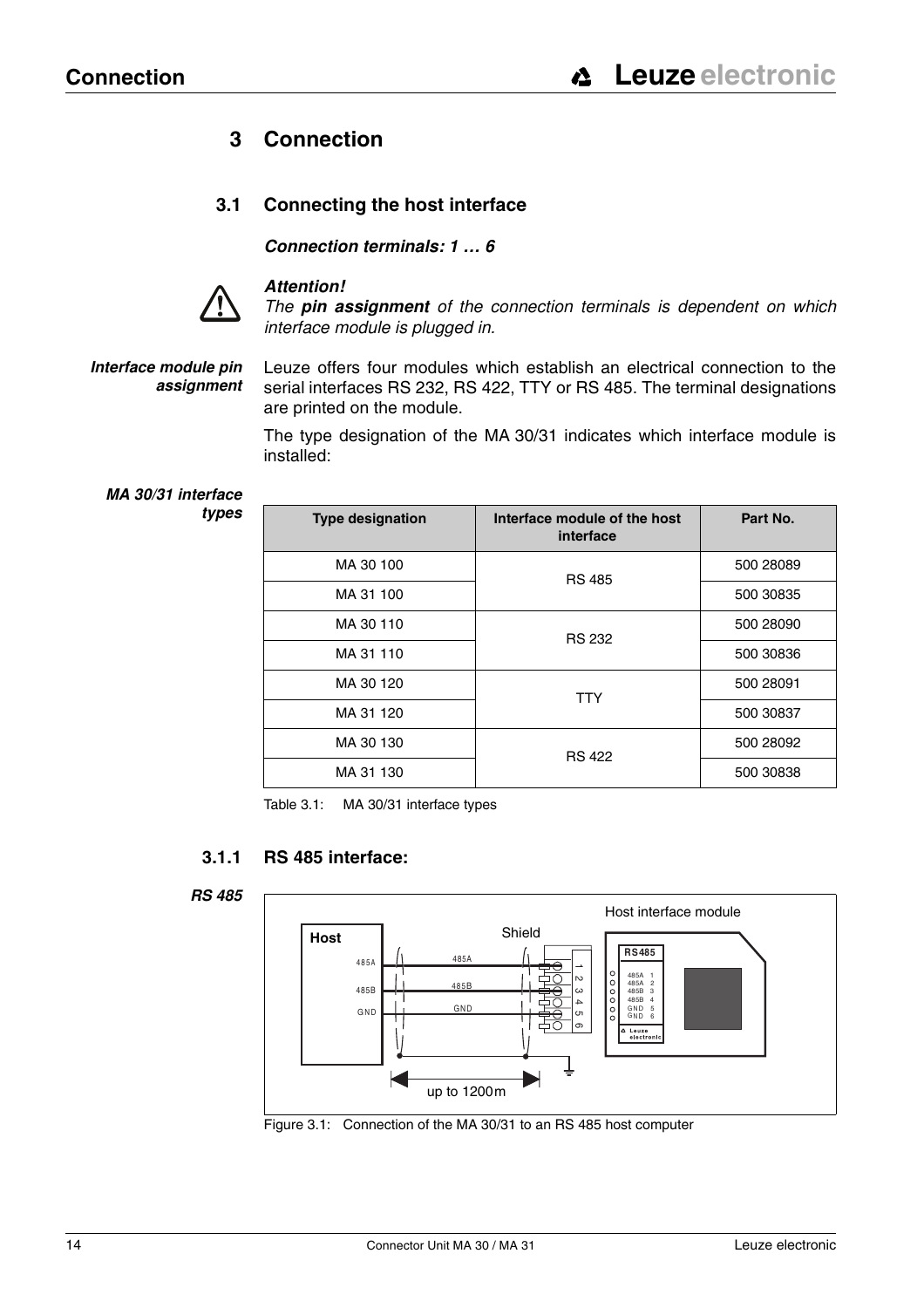# 3 Connection

## 3.1 Connecting the host interface

***Connection terminals: 1 … 6***

***Attention!***
*The **pin assignment** of the connection terminals is dependent on which interface module is plugged in.*

***Interface module pin assignment***

Leuze offers four modules which establish an electrical connection to the serial interfaces RS 232, RS 422, TTY or RS 485. The terminal designations are printed on the module.

The type designation of the MA 30/31 indicates which interface module is installed:

***MA 30/31 interface types***

| Type designation | Interface module of the host interface | Part No. |
|---|---|---|
| MA 30 100 | RS 485 | 500 28089 |
| MA 31 100 | | 500 30835 |
| MA 30 110 | RS 232 | 500 28090 |
| MA 31 110 | | 500 30836 |
| MA 30 120 | TTY | 500 28091 |
| MA 31 120 | | 500 30837 |
| MA 30 130 | RS 422 | 500 28092 |
| MA 31 130 | | 500 30838 |

Table 3.1: MA 30/31 interface types

### 3.1.1 RS 485 interface:

***RS 485***

Host interface module

Host

485A
485B
GND

Shield

485A
485B
GND

1 2 3 4 5 6

RS485
485A 1
485A 2
485B 3
485B 4
GND 5
GND 6

Leuze electronic

up to 1200m

Figure 3.1: Connection of the MA 30/31 to an RS 485 host computer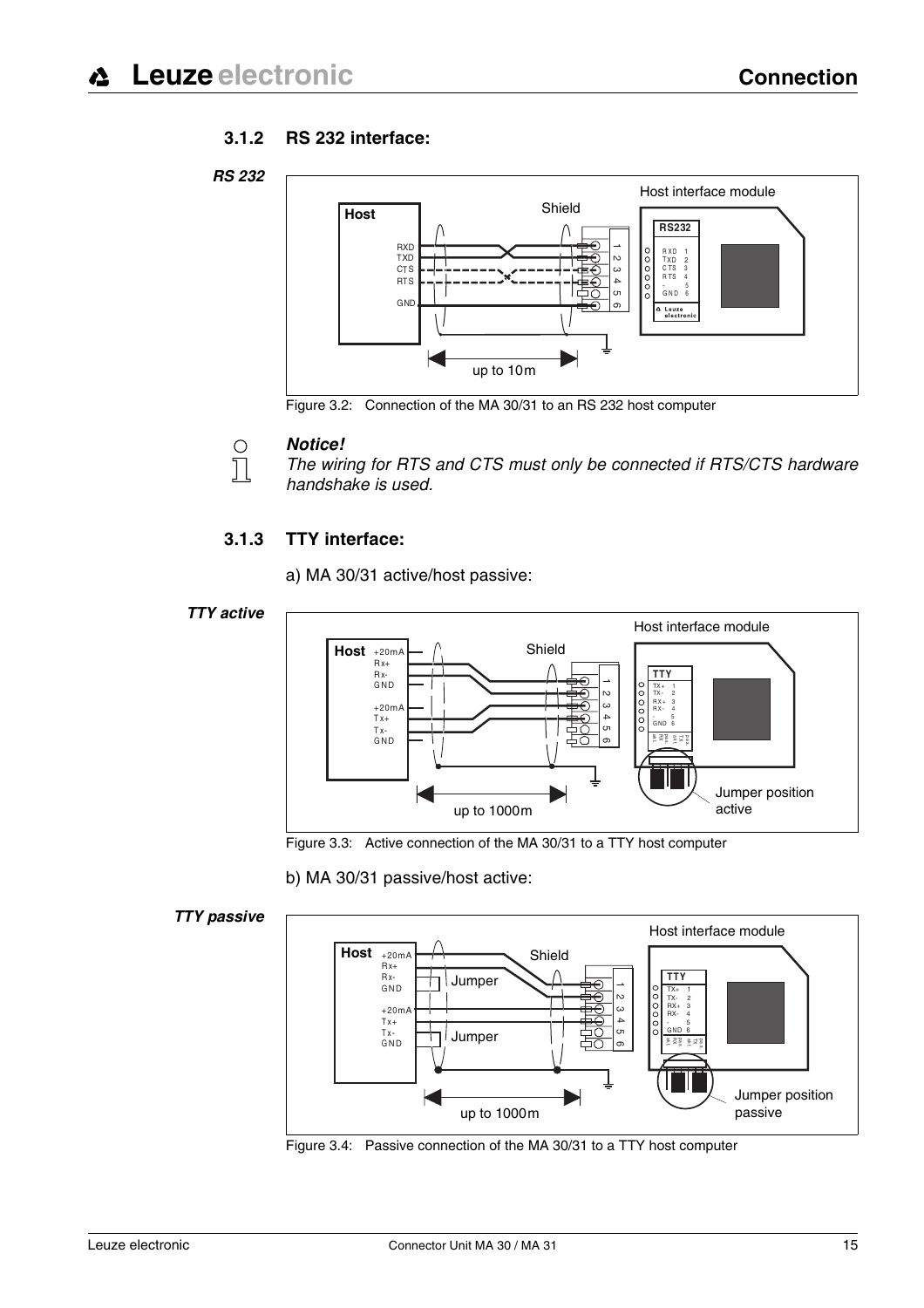### 3.1.2 RS 232 interface:

***RS 232***

Figure 3.2: Connection of the MA 30/31 to an RS 232 host computer

***Notice!***

*The wiring for RTS and CTS must only be connected if RTS/CTS hardware handshake is used.*

### 3.1.3 TTY interface:

a) MA 30/31 active/host passive:

***TTY active***

Figure 3.3: Active connection of the MA 30/31 to a TTY host computer

b) MA 30/31 passive/host active:

***TTY passive***

Figure 3.4: Passive connection of the MA 30/31 to a TTY host computer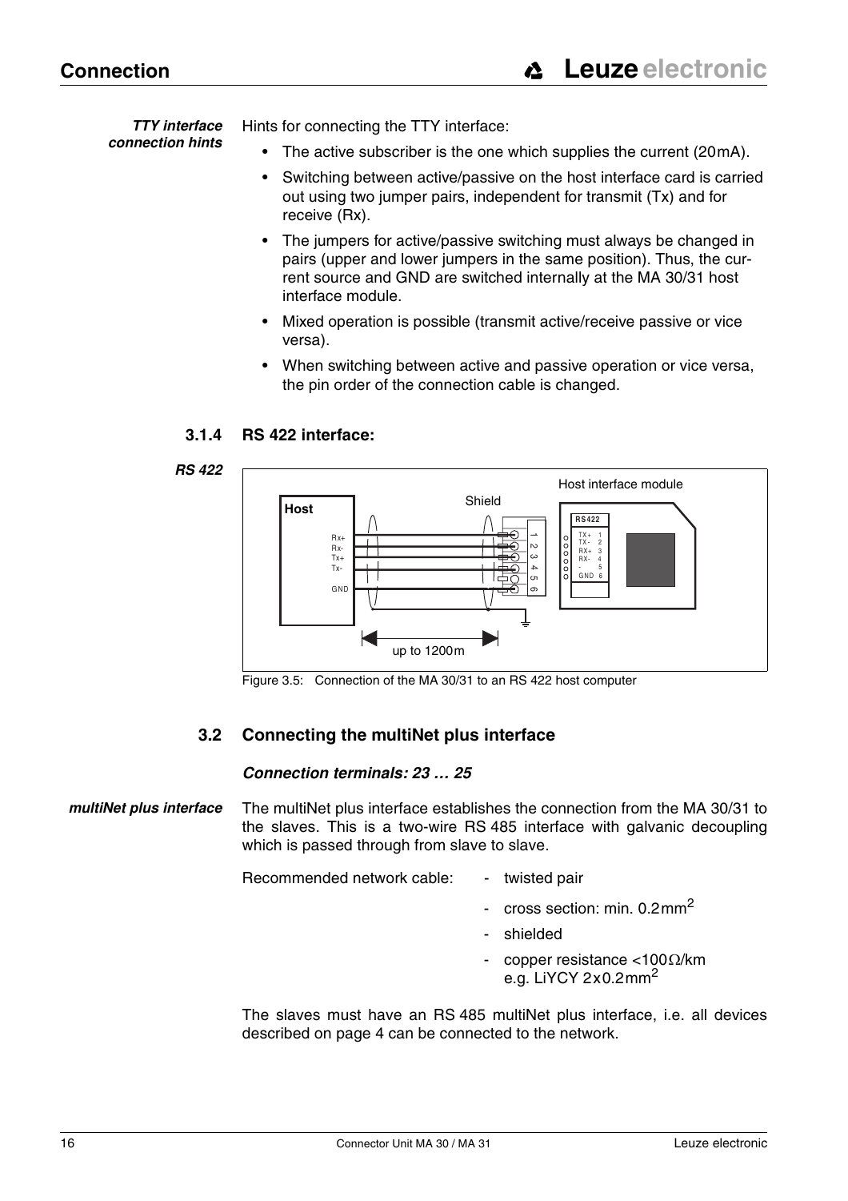**TTY interface connection hints**

Hints for connecting the TTY interface:

- The active subscriber is the one which supplies the current (20mA).
- Switching between active/passive on the host interface card is carried out using two jumper pairs, independent for transmit (Tx) and for receive (Rx).
- The jumpers for active/passive switching must always be changed in pairs (upper and lower jumpers in the same position). Thus, the current source and GND are switched internally at the MA 30/31 host interface module.
- Mixed operation is possible (transmit active/receive passive or vice versa).
- When switching between active and passive operation or vice versa, the pin order of the connection cable is changed.

### 3.1.4 RS 422 interface:

*RS 422*

Figure 3.5: Connection of the MA 30/31 to an RS 422 host computer

## 3.2 Connecting the multiNet plus interface

***Connection terminals: 23 … 25***

*multiNet plus interface*

The multiNet plus interface establishes the connection from the MA 30/31 to the slaves. This is a two-wire RS 485 interface with galvanic decoupling which is passed through from slave to slave.

Recommended network cable:

- twisted pair
- cross section: min. 0.2mm$^2$
- shielded
- copper resistance <100Ω/km e.g. LiYCY 2x0.2mm$^2$

The slaves must have an RS 485 multiNet plus interface, i.e. all devices described on page 4 can be connected to the network.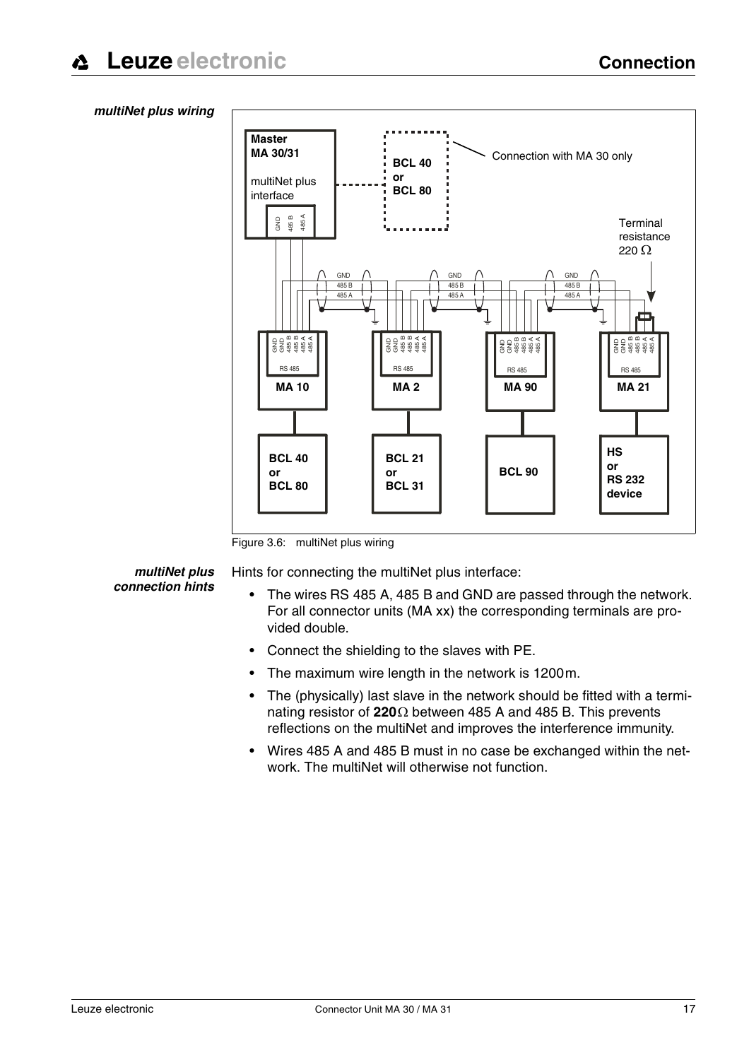*multiNet plus wiring*

Figure 3.6: multiNet plus wiring

*multiNet plus connection hints*

Hints for connecting the multiNet plus interface:

- The wires RS 485 A, 485 B and GND are passed through the network. For all connector units (MA xx) the corresponding terminals are provided double.
- Connect the shielding to the slaves with PE.
- The maximum wire length in the network is 1200m.
- The (physically) last slave in the network should be fitted with a terminating resistor of **220**Ω between 485 A and 485 B. This prevents reflections on the multiNet and improves the interference immunity.
- Wires 485 A and 485 B must in no case be exchanged within the network. The multiNet will otherwise not function.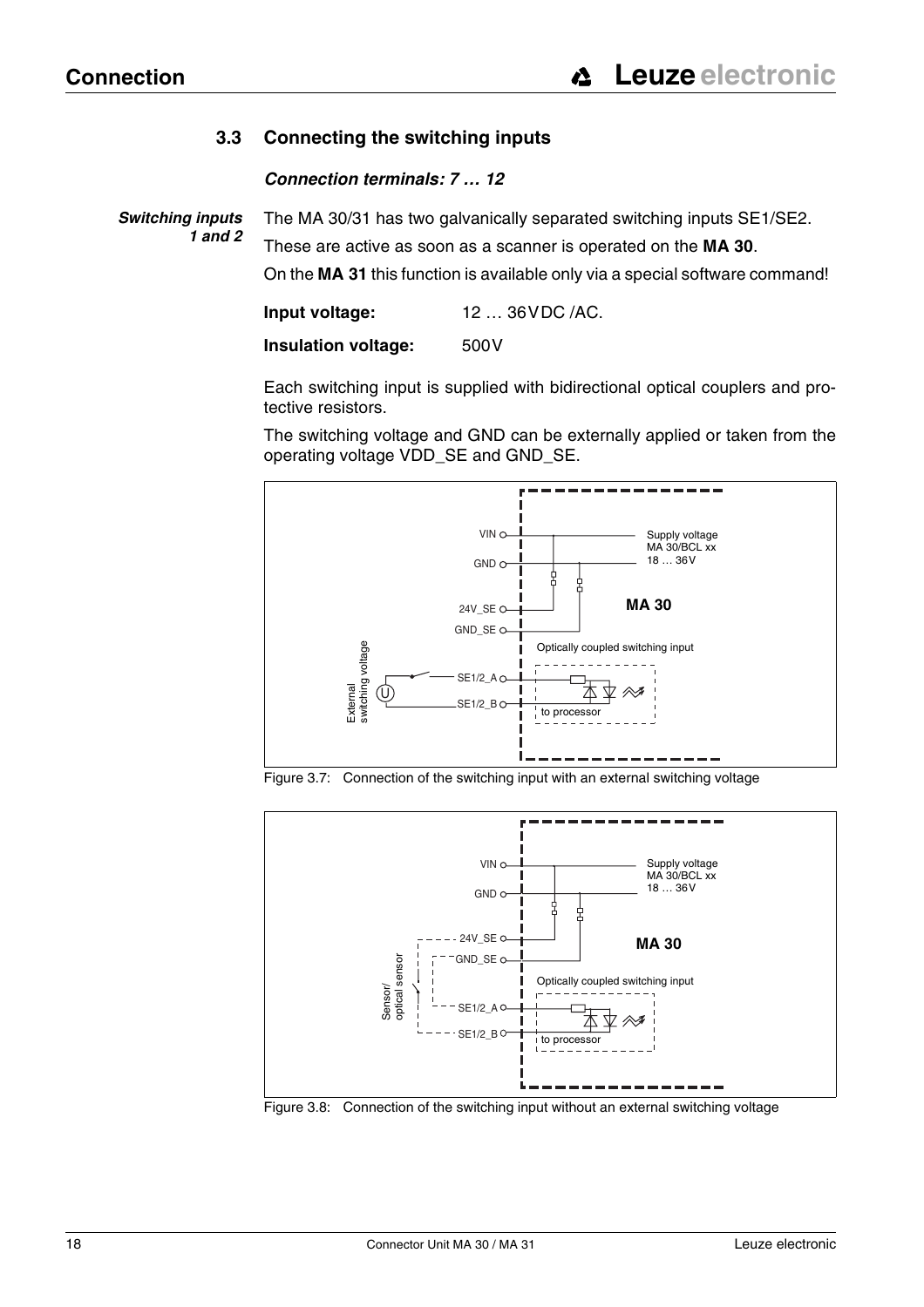## 3.3 Connecting the switching inputs

***Connection terminals: 7 … 12***

***Switching inputs 1 and 2***

The MA 30/31 has two galvanically separated switching inputs SE1/SE2.

These are active as soon as a scanner is operated on the **MA 30**.

On the **MA 31** this function is available only via a special software command!

**Input voltage:** 12 … 36VDC /AC.

**Insulation voltage:** 500V

Each switching input is supplied with bidirectional optical couplers and protective resistors.

The switching voltage and GND can be externally applied or taken from the operating voltage VDD_SE and GND_SE.

Figure 3.7: Connection of the switching input with an external switching voltage

Figure 3.8: Connection of the switching input without an external switching voltage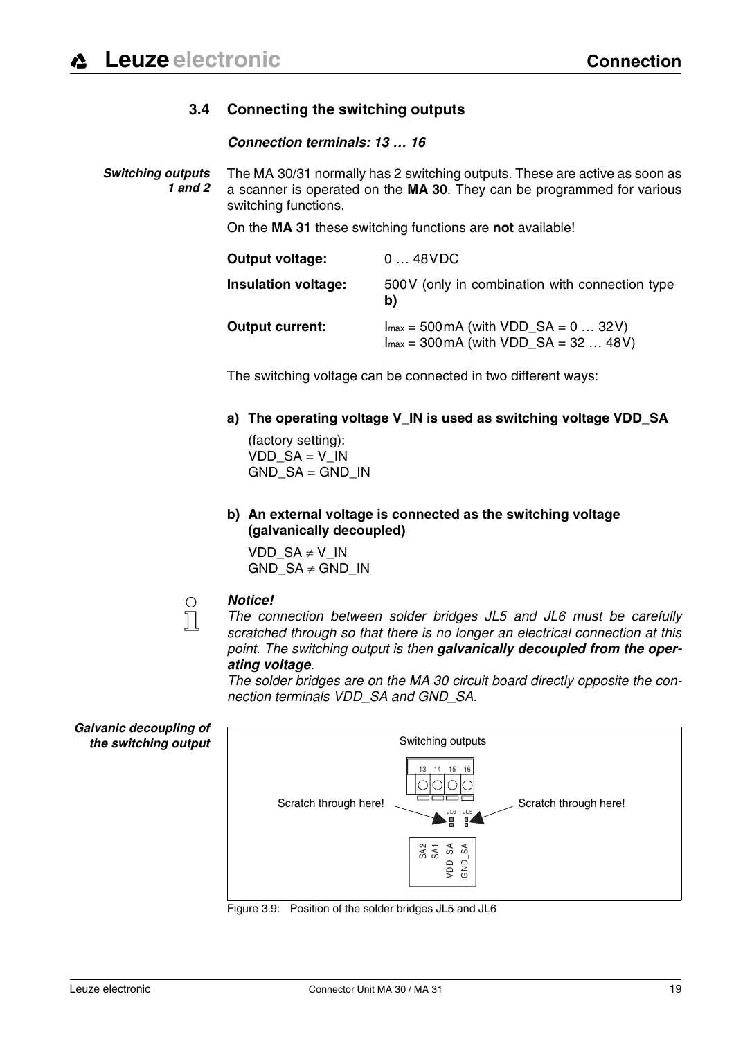## 3.4 Connecting the switching outputs

***Connection terminals: 13 … 16***

***Switching outputs 1 and 2***

The MA 30/31 normally has 2 switching outputs. These are active as soon as a scanner is operated on the **MA 30**. They can be programmed for various switching functions.

On the **MA 31** these switching functions are **not** available!

| | |
|---|---|
| **Output voltage:** | 0 … 48VDC |
| **Insulation voltage:** | 500V (only in combination with connection type **b)** |
| **Output current:** | $I_{max}$ = 500mA (with VDD_SA = 0 … 32V)<br>$I_{max}$ = 300mA (with VDD_SA = 32 … 48V) |

The switching voltage can be connected in two different ways:

**a) The operating voltage V_IN is used as switching voltage VDD_SA**

(factory setting):
VDD_SA = V_IN
GND_SA = GND_IN

**b) An external voltage is connected as the switching voltage (galvanically decoupled)**

VDD_SA ≠ V_IN
GND_SA ≠ GND_IN

***Notice!***
*The connection between solder bridges JL5 and JL6 must be carefully scratched through so that there is no longer an electrical connection at this point. The switching output is then* ***galvanically decoupled from the operating voltage****.*
*The solder bridges are on the MA 30 circuit board directly opposite the connection terminals VDD_SA and GND_SA.*

***Galvanic decoupling of the switching output***

Switching outputs

13 14 15 16

Scratch through here! JL6 JL5 Scratch through here!

SA2 SA1 VDD_SA GND_SA

Figure 3.9: Position of the solder bridges JL5 and JL6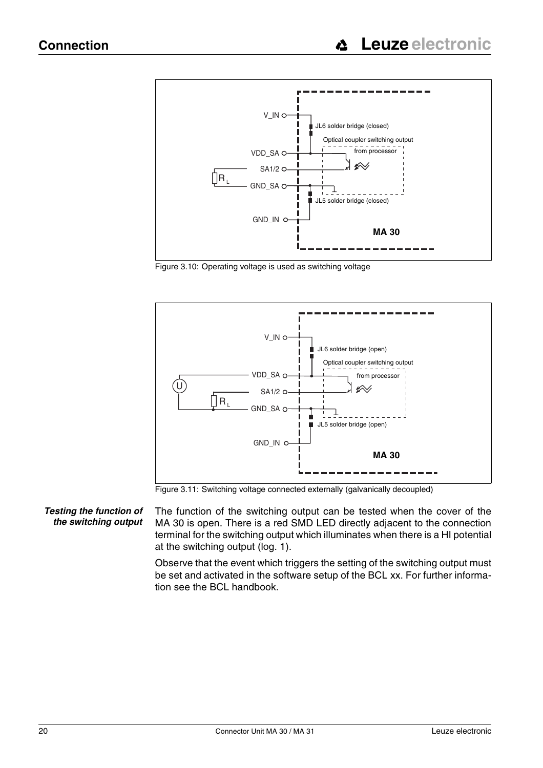Figure 3.10: Operating voltage is used as switching voltage

Figure 3.11: Switching voltage connected externally (galvanically decoupled)

***Testing the function of the switching output***

The function of the switching output can be tested when the cover of the MA 30 is open. There is a red SMD LED directly adjacent to the connection terminal for the switching output which illuminates when there is a HI potential at the switching output (log. 1).

Observe that the event which triggers the setting of the switching output must be set and activated in the software setup of the BCL xx. For further information see the BCL handbook.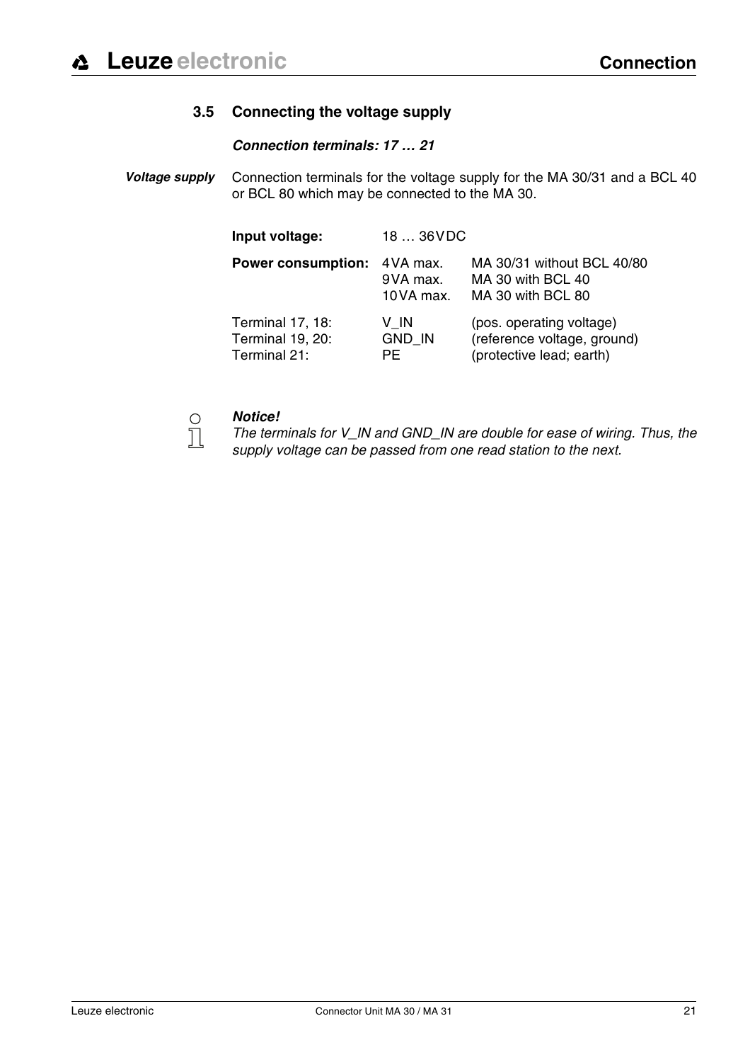## 3.5 Connecting the voltage supply

***Connection terminals: 17 … 21***

***Voltage supply***

Connection terminals for the voltage supply for the MA 30/31 and a BCL 40 or BCL 80 which may be connected to the MA 30.

| | | |
|---|---|---|
| **Input voltage:** | 18 … 36VDC | |
| **Power consumption:** | 4VA max. | MA 30/31 without BCL 40/80 |
| | 9VA max. | MA 30 with BCL 40 |
| | 10VA max. | MA 30 with BCL 80 |
| Terminal 17, 18: | V_IN | (pos. operating voltage) |
| Terminal 19, 20: | GND_IN | (reference voltage, ground) |
| Terminal 21: | PE | (protective lead; earth) |

***Notice!***
*The terminals for V_IN and GND_IN are double for ease of wiring. Thus, the supply voltage can be passed from one read station to the next.*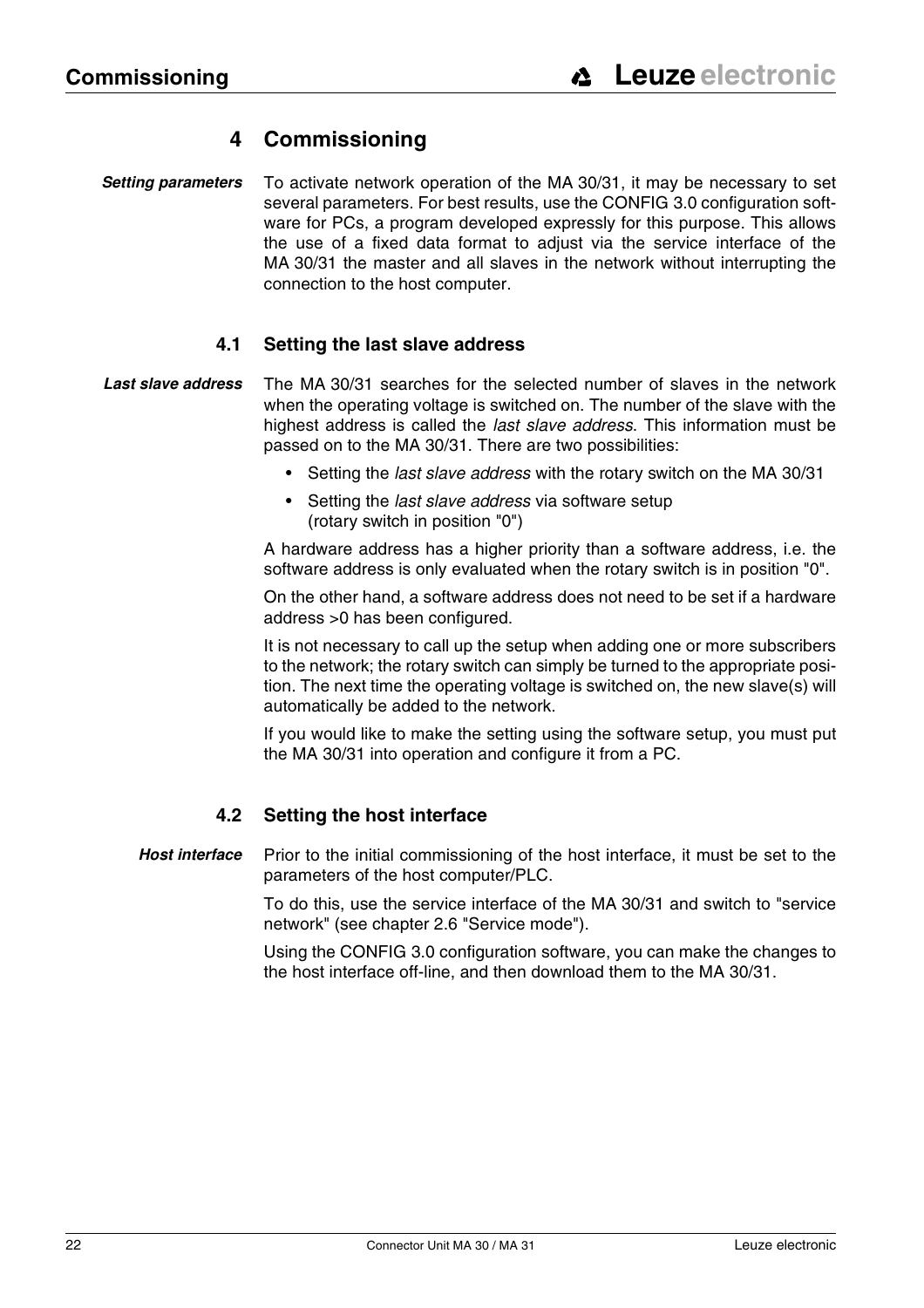# 4 Commissioning

***Setting parameters***

To activate network operation of the MA 30/31, it may be necessary to set several parameters. For best results, use the CONFIG 3.0 configuration software for PCs, a program developed expressly for this purpose. This allows the use of a fixed data format to adjust via the service interface of the MA 30/31 the master and all slaves in the network without interrupting the connection to the host computer.

## 4.1 Setting the last slave address

***Last slave address***

The MA 30/31 searches for the selected number of slaves in the network when the operating voltage is switched on. The number of the slave with the highest address is called the *last slave address*. This information must be passed on to the MA 30/31. There are two possibilities:

- Setting the *last slave address* with the rotary switch on the MA 30/31
- Setting the *last slave address* via software setup (rotary switch in position "0")

A hardware address has a higher priority than a software address, i.e. the software address is only evaluated when the rotary switch is in position "0".

On the other hand, a software address does not need to be set if a hardware address >0 has been configured.

It is not necessary to call up the setup when adding one or more subscribers to the network; the rotary switch can simply be turned to the appropriate position. The next time the operating voltage is switched on, the new slave(s) will automatically be added to the network.

If you would like to make the setting using the software setup, you must put the MA 30/31 into operation and configure it from a PC.

## 4.2 Setting the host interface

***Host interface***

Prior to the initial commissioning of the host interface, it must be set to the parameters of the host computer/PLC.

To do this, use the service interface of the MA 30/31 and switch to "service network" (see chapter 2.6 "Service mode").

Using the CONFIG 3.0 configuration software, you can make the changes to the host interface off-line, and then download them to the MA 30/31.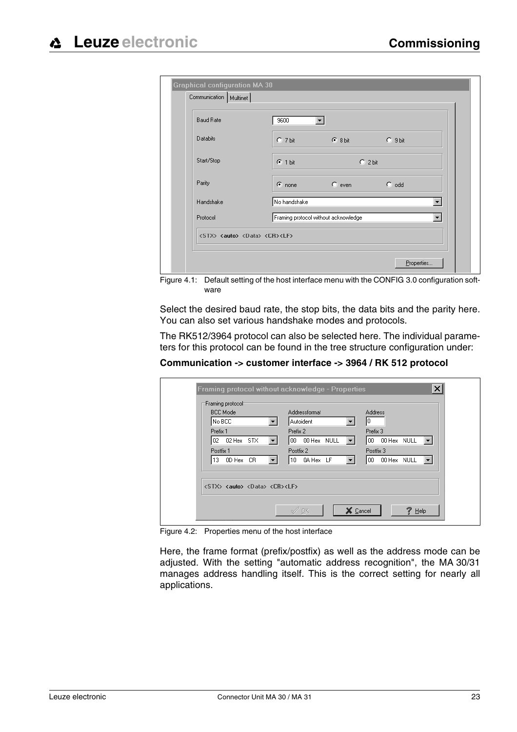Figure 4.1: Default setting of the host interface menu with the CONFIG 3.0 configuration software

Select the desired baud rate, the stop bits, the data bits and the parity here. You can also set various handshake modes and protocols.

The RK512/3964 protocol can also be selected here. The individual parameters for this protocol can be found in the tree structure configuration under:

**Communication -> customer interface -> 3964 / RK 512 protocol**

Figure 4.2: Properties menu of the host interface

Here, the frame format (prefix/postfix) as well as the address mode can be adjusted. With the setting "automatic address recognition", the MA 30/31 manages address handling itself. This is the correct setting for nearly all applications.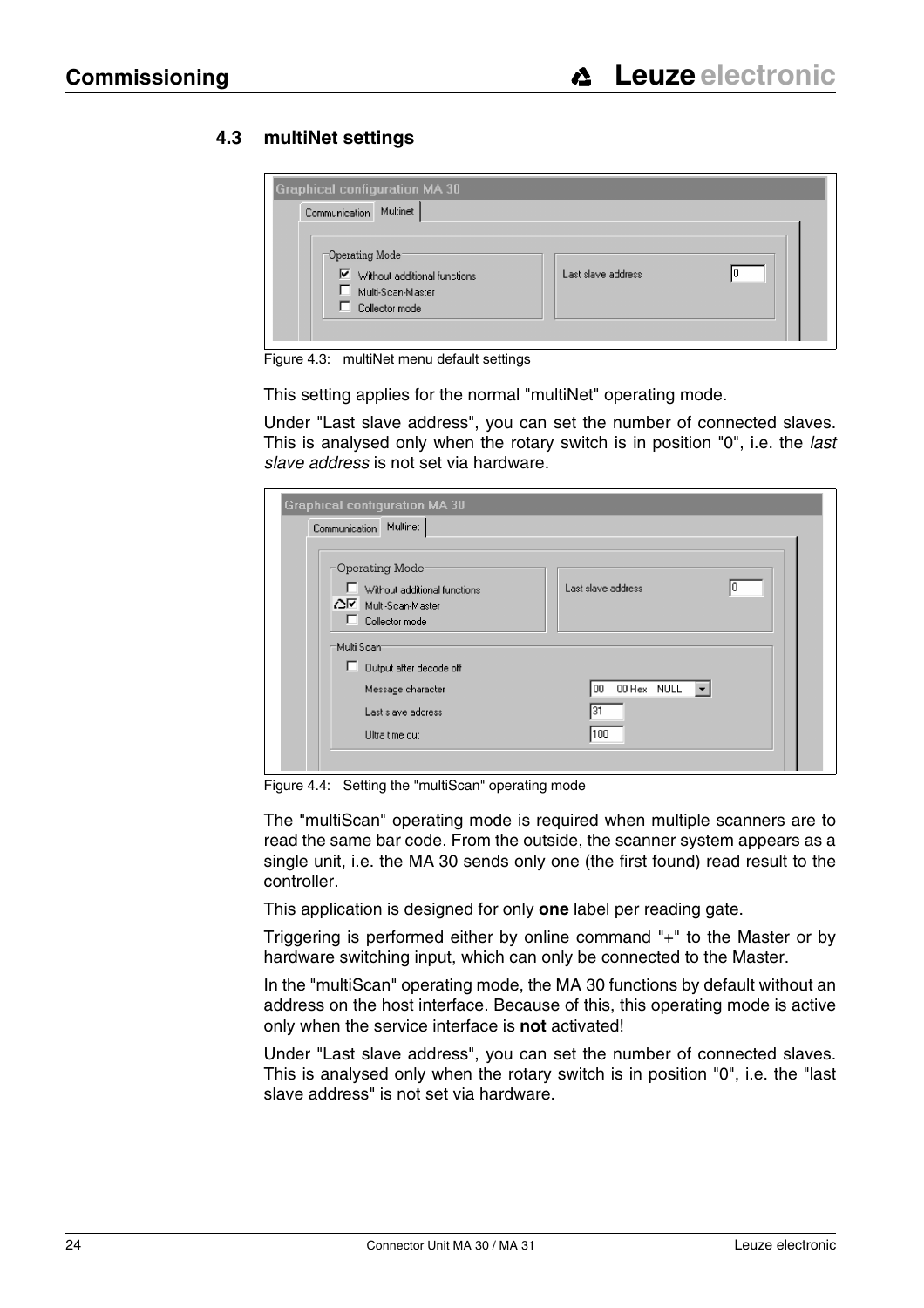## 4.3 multiNet settings

Figure 4.3: multiNet menu default settings

This setting applies for the normal "multiNet" operating mode.

Under "Last slave address", you can set the number of connected slaves. This is analysed only when the rotary switch is in position "0", i.e. the *last slave address* is not set via hardware.

Figure 4.4: Setting the "multiScan" operating mode

The "multiScan" operating mode is required when multiple scanners are to read the same bar code. From the outside, the scanner system appears as a single unit, i.e. the MA 30 sends only one (the first found) read result to the controller.

This application is designed for only **one** label per reading gate.

Triggering is performed either by online command "+" to the Master or by hardware switching input, which can only be connected to the Master.

In the "multiScan" operating mode, the MA 30 functions by default without an address on the host interface. Because of this, this operating mode is active only when the service interface is **not** activated!

Under "Last slave address", you can set the number of connected slaves. This is analysed only when the rotary switch is in position "0", i.e. the "last slave address" is not set via hardware.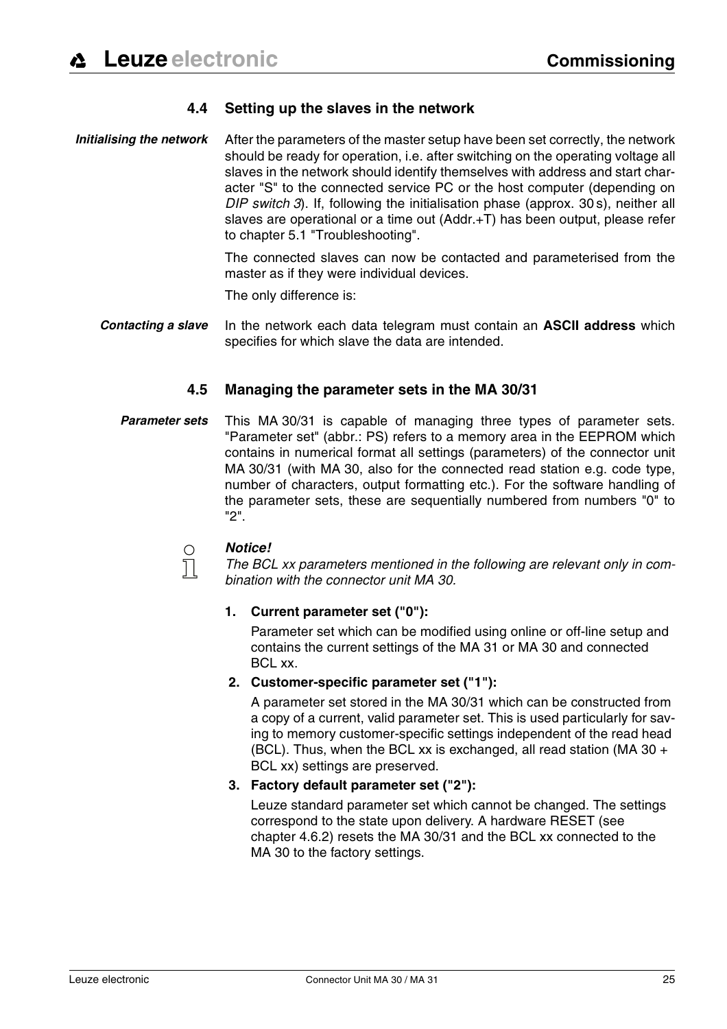## 4.4 Setting up the slaves in the network

*Initialising the network*

After the parameters of the master setup have been set correctly, the network should be ready for operation, i.e. after switching on the operating voltage all slaves in the network should identify themselves with address and start character "S" to the connected service PC or the host computer (depending on *DIP switch 3*). If, following the initialisation phase (approx. 30 s), neither all slaves are operational or a time out (Addr.+T) has been output, please refer to chapter 5.1 "Troubleshooting".

The connected slaves can now be contacted and parameterised from the master as if they were individual devices.

The only difference is:

*Contacting a slave*

In the network each data telegram must contain an **ASCII address** which specifies for which slave the data are intended.

## 4.5 Managing the parameter sets in the MA 30/31

*Parameter sets*

This MA 30/31 is capable of managing three types of parameter sets. "Parameter set" (abbr.: PS) refers to a memory area in the EEPROM which contains in numerical format all settings (parameters) of the connector unit MA 30/31 (with MA 30, also for the connected read station e.g. code type, number of characters, output formatting etc.). For the software handling of the parameter sets, these are sequentially numbered from numbers "0" to "2".

***Notice!***
*The BCL xx parameters mentioned in the following are relevant only in combination with the connector unit MA 30.*

1. **Current parameter set ("0"):**

   Parameter set which can be modified using online or off-line setup and contains the current settings of the MA 31 or MA 30 and connected BCL xx.

2. **Customer-specific parameter set ("1"):**

   A parameter set stored in the MA 30/31 which can be constructed from a copy of a current, valid parameter set. This is used particularly for saving to memory customer-specific settings independent of the read head (BCL). Thus, when the BCL xx is exchanged, all read station (MA 30 + BCL xx) settings are preserved.

3. **Factory default parameter set ("2"):**

   Leuze standard parameter set which cannot be changed. The settings correspond to the state upon delivery. A hardware RESET (see chapter 4.6.2) resets the MA 30/31 and the BCL xx connected to the MA 30 to the factory settings.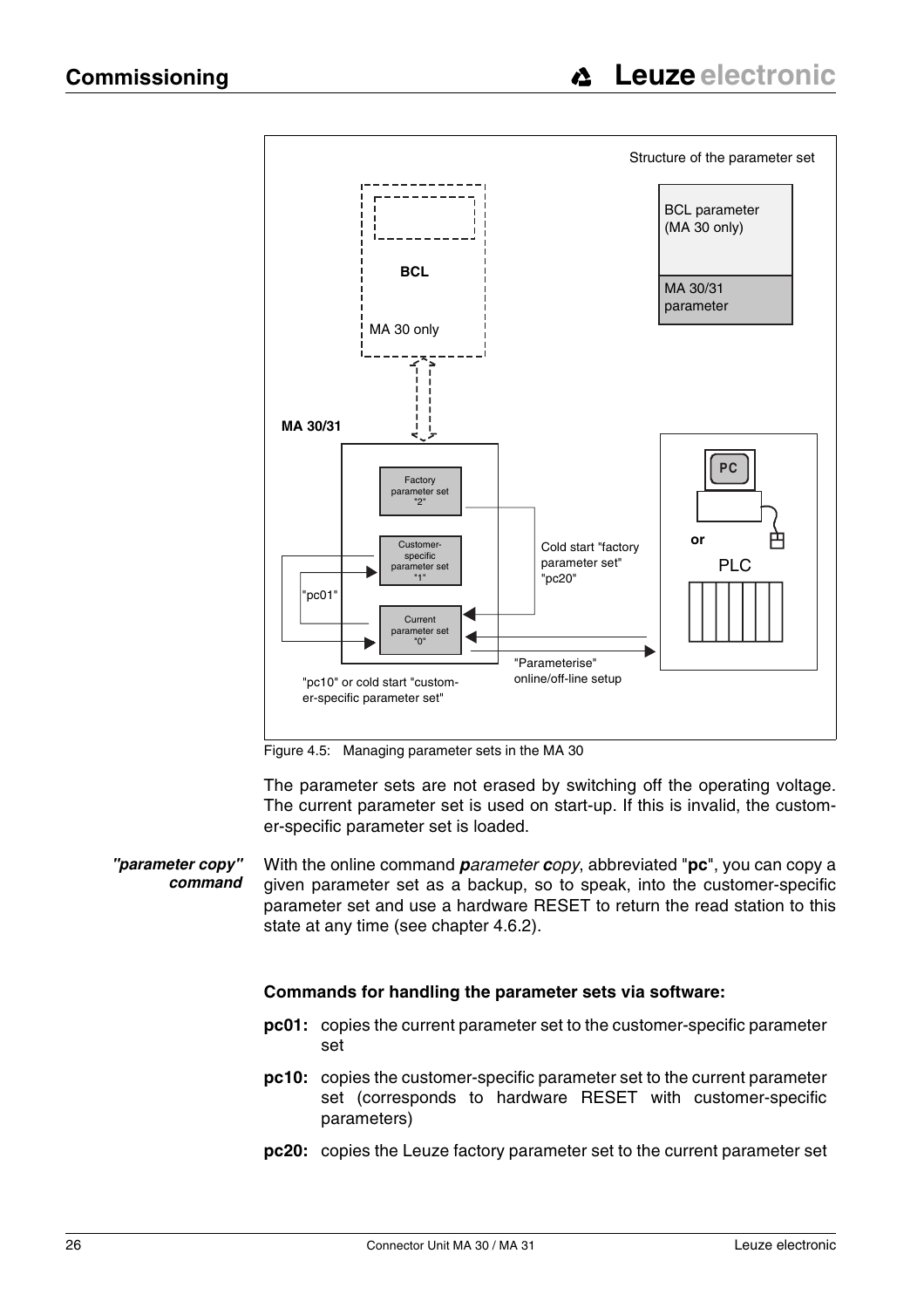## Commissioning

Structure of the parameter set

BCL parameter (MA 30 only)

MA 30/31 parameter

BCL

MA 30 only

MA 30/31

Factory parameter set "2"

Customer-specific parameter set "1"

Current parameter set "0"

"pc01"

Cold start "factory parameter set" "pc20"

PC

or

PLC

"Parameterise" online/off-line setup

"pc10" or cold start "customer-specific parameter set"

Figure 4.5: Managing parameter sets in the MA 30

The parameter sets are not erased by switching off the operating voltage. The current parameter set is used on start-up. If this is invalid, the customer-specific parameter set is loaded.

***"parameter copy" command***

With the online command ***p****arameter* ***c****opy*, abbreviated "**pc**", you can copy a given parameter set as a backup, so to speak, into the customer-specific parameter set and use a hardware RESET to return the read station to this state at any time (see chapter 4.6.2).

**Commands for handling the parameter sets via software:**

**pc01:** copies the current parameter set to the customer-specific parameter set

**pc10:** copies the customer-specific parameter set to the current parameter set (corresponds to hardware RESET with customer-specific parameters)

**pc20:** copies the Leuze factory parameter set to the current parameter set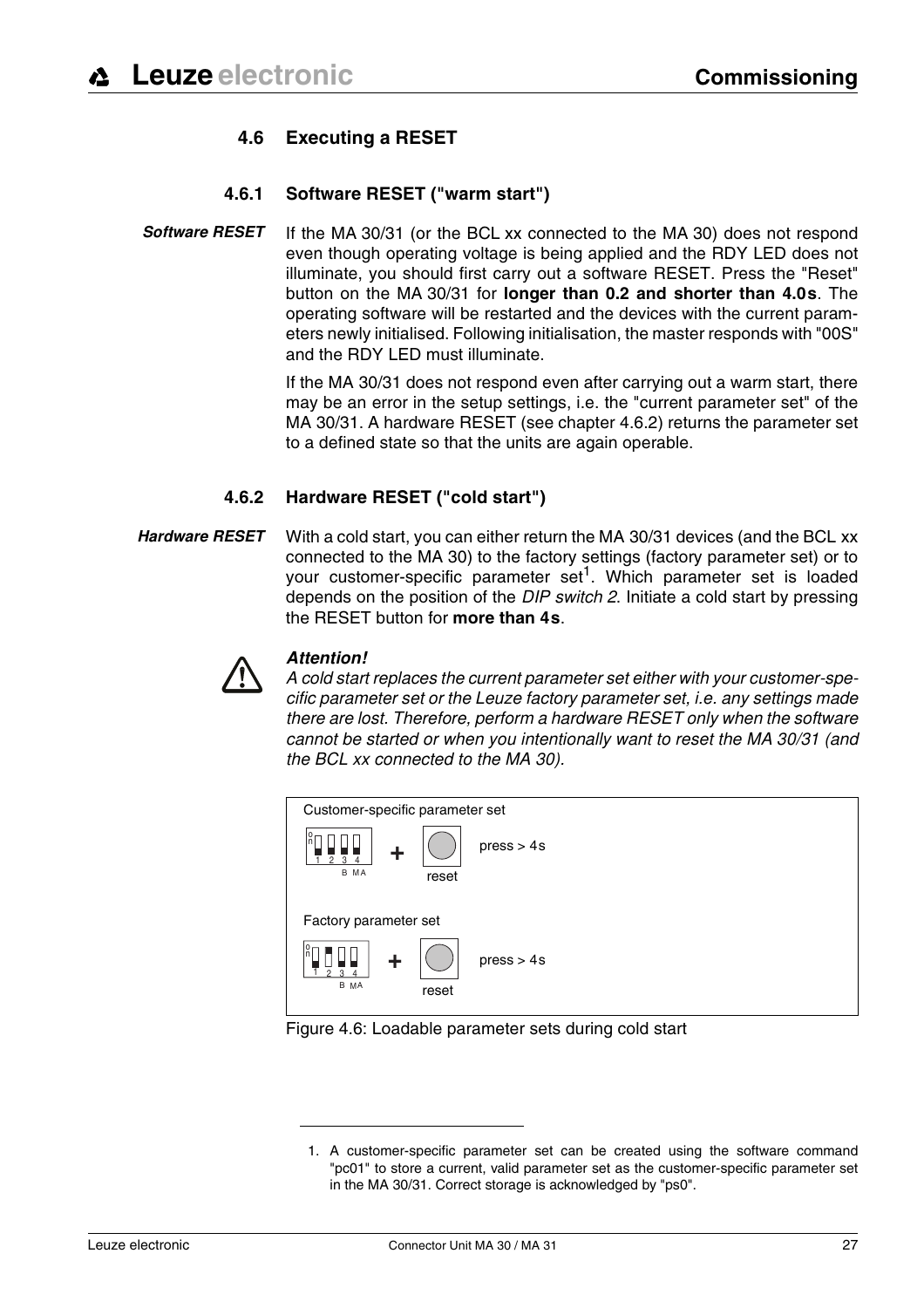## 4.6 Executing a RESET

### 4.6.1 Software RESET ("warm start")

*Software RESET*

If the MA 30/31 (or the BCL xx connected to the MA 30) does not respond even though operating voltage is being applied and the RDY LED does not illuminate, you should first carry out a software RESET. Press the "Reset" button on the MA 30/31 for **longer than 0.2 and shorter than 4.0s**. The operating software will be restarted and the devices with the current parameters newly initialised. Following initialisation, the master responds with "00S" and the RDY LED must illuminate.

If the MA 30/31 does not respond even after carrying out a warm start, there may be an error in the setup settings, i.e. the "current parameter set" of the MA 30/31. A hardware RESET (see chapter 4.6.2) returns the parameter set to a defined state so that the units are again operable.

### 4.6.2 Hardware RESET ("cold start")

*Hardware RESET*

With a cold start, you can either return the MA 30/31 devices (and the BCL xx connected to the MA 30) to the factory settings (factory parameter set) or to your customer-specific parameter set[1]. Which parameter set is loaded depends on the position of the *DIP switch 2*. Initiate a cold start by pressing the RESET button for **more than 4s**.

***Attention!***
*A cold start replaces the current parameter set either with your customer-specific parameter set or the Leuze factory parameter set, i.e. any settings made there are lost. Therefore, perform a hardware RESET only when the software cannot be started or when you intentionally want to reset the MA 30/31 (and the BCL xx connected to the MA 30).*

Customer-specific parameter set

on 1 2 3 4 B MA + reset press > 4s

Factory parameter set

on 1 2 3 4 B MA + reset press > 4s

Figure 4.6: Loadable parameter sets during cold start

1. A customer-specific parameter set can be created using the software command "pc01" to store a current, valid parameter set as the customer-specific parameter set in the MA 30/31. Correct storage is acknowledged by "ps0".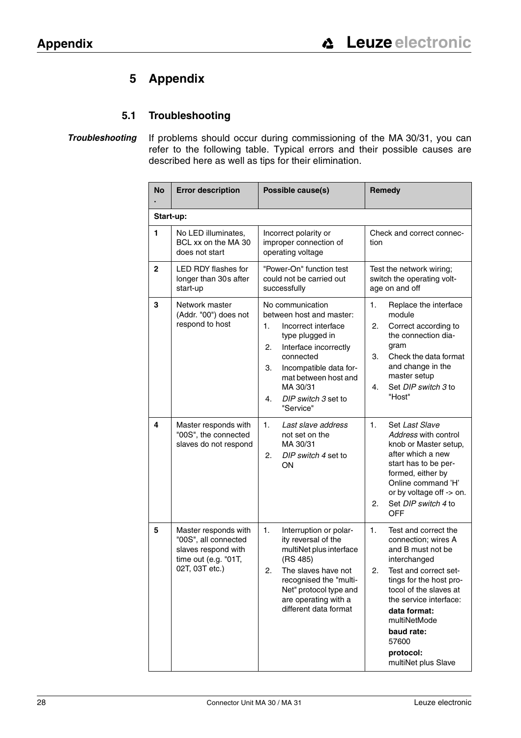# 5 Appendix

## 5.1 Troubleshooting

***Troubleshooting***

If problems should occur during commissioning of the MA 30/31, you can refer to the following table. Typical errors and their possible causes are described here as well as tips for their elimination.

| No. | Error description | Possible cause(s) | Remedy |
|---|---|---|---|
| **Start-up:** | | | |
| **1** | No LED illuminates, BCL xx on the MA 30 does not start | Incorrect polarity or improper connection of operating voltage | Check and correct connection |
| **2** | LED RDY flashes for longer than 30s after start-up | "Power-On" function test could not be carried out successfully | Test the network wiring; switch the operating voltage on and off |
| **3** | Network master (Addr. "00") does not respond to host | No communication between host and master:<br>1. Incorrect interface type plugged in<br>2. Interface incorrectly connected<br>3. Incompatible data format between host and MA 30/31<br>4. *DIP switch 3* set to "Service" | 1. Replace the interface module<br>2. Correct according to the connection diagram<br>3. Check the data format and change in the master setup<br>4. Set *DIP switch 3* to "Host" |
| **4** | Master responds with "00S", the connected slaves do not respond | 1. *Last slave address* not set on the MA 30/31<br>2. *DIP switch 4* set to ON | 1. Set *Last Slave Address* with control knob or Master setup, after which a new start has to be performed, either by Online command 'H' or by voltage off -> on.<br>2. Set *DIP switch 4* to OFF |
| **5** | Master responds with "00S", all connected slaves respond with time out (e.g. "01T, 02T, 03T etc.) | 1. Interruption or polarity reversal of the multiNet plus interface (RS 485)<br>2. The slaves have not recognised the "multiNet" protocol type and are operating with a different data format | 1. Test and correct the connection; wires A and B must not be interchanged<br>2. Test and correct settings for the host protocol of the slaves at the service interface:<br>**data format:** multiNetMode<br>**baud rate:** 57600<br>**protocol:** multiNet plus Slave |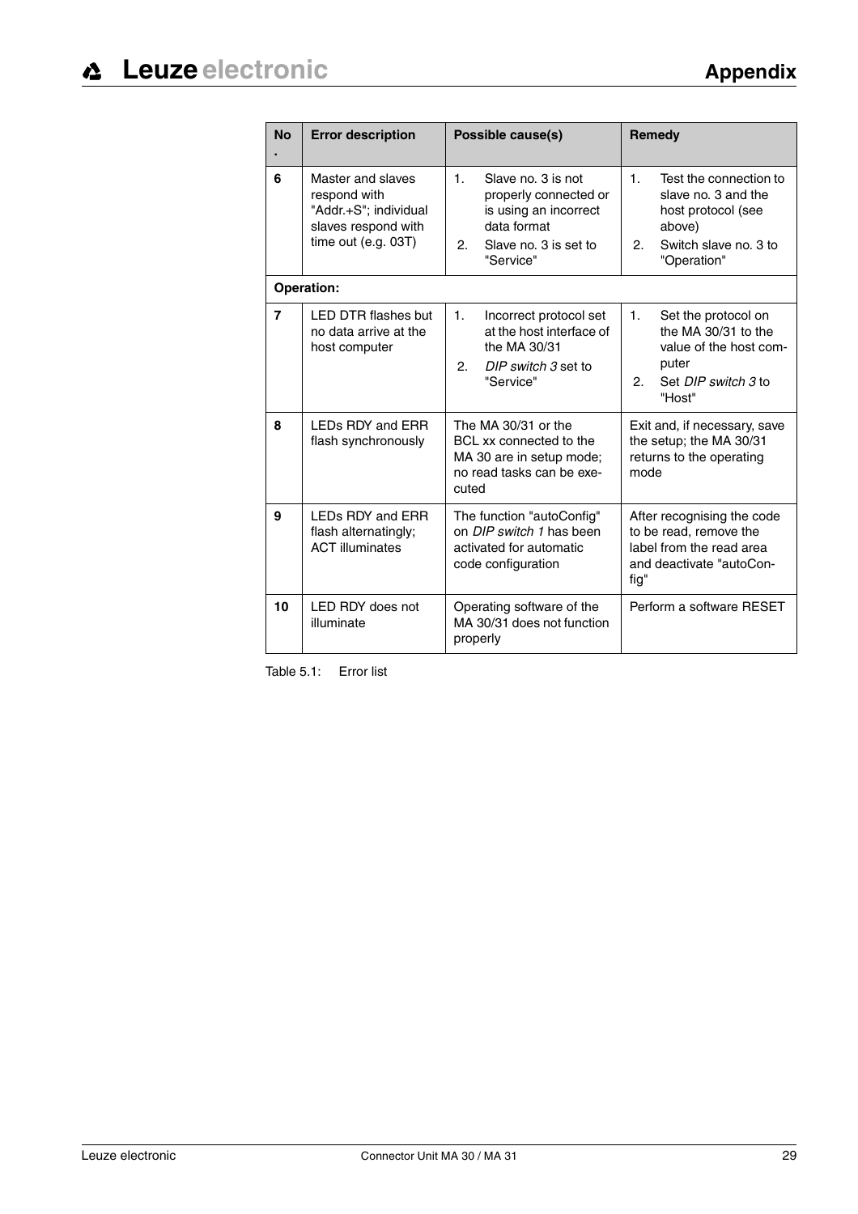| No. | Error description | Possible cause(s) | Remedy |
|---|---|---|---|
| **6** | Master and slaves respond with "Addr.+S"; individual slaves respond with time out (e.g. 03T) | 1. Slave no. 3 is not properly connected or is using an incorrect data format<br>2. Slave no. 3 is set to "Service" | 1. Test the connection to slave no. 3 and the host protocol (see above)<br>2. Switch slave no. 3 to "Operation" |
| **Operation:** | | | |
| **7** | LED DTR flashes but no data arrive at the host computer | 1. Incorrect protocol set at the host interface of the MA 30/31<br>2. *DIP switch 3* set to "Service" | 1. Set the protocol on the MA 30/31 to the value of the host computer<br>2. Set *DIP switch 3* to "Host" |
| **8** | LEDs RDY and ERR flash synchronously | The MA 30/31 or the BCL xx connected to the MA 30 are in setup mode; no read tasks can be executed | Exit and, if necessary, save the setup; the MA 30/31 returns to the operating mode |
| **9** | LEDs RDY and ERR flash alternatingly; ACT illuminates | The function "autoConfig" on *DIP switch 1* has been activated for automatic code configuration | After recognising the code to be read, remove the label from the read area and deactivate "autoConfig" |
| **10** | LED RDY does not illuminate | Operating software of the MA 30/31 does not function properly | Perform a software RESET |

Table 5.1: Error list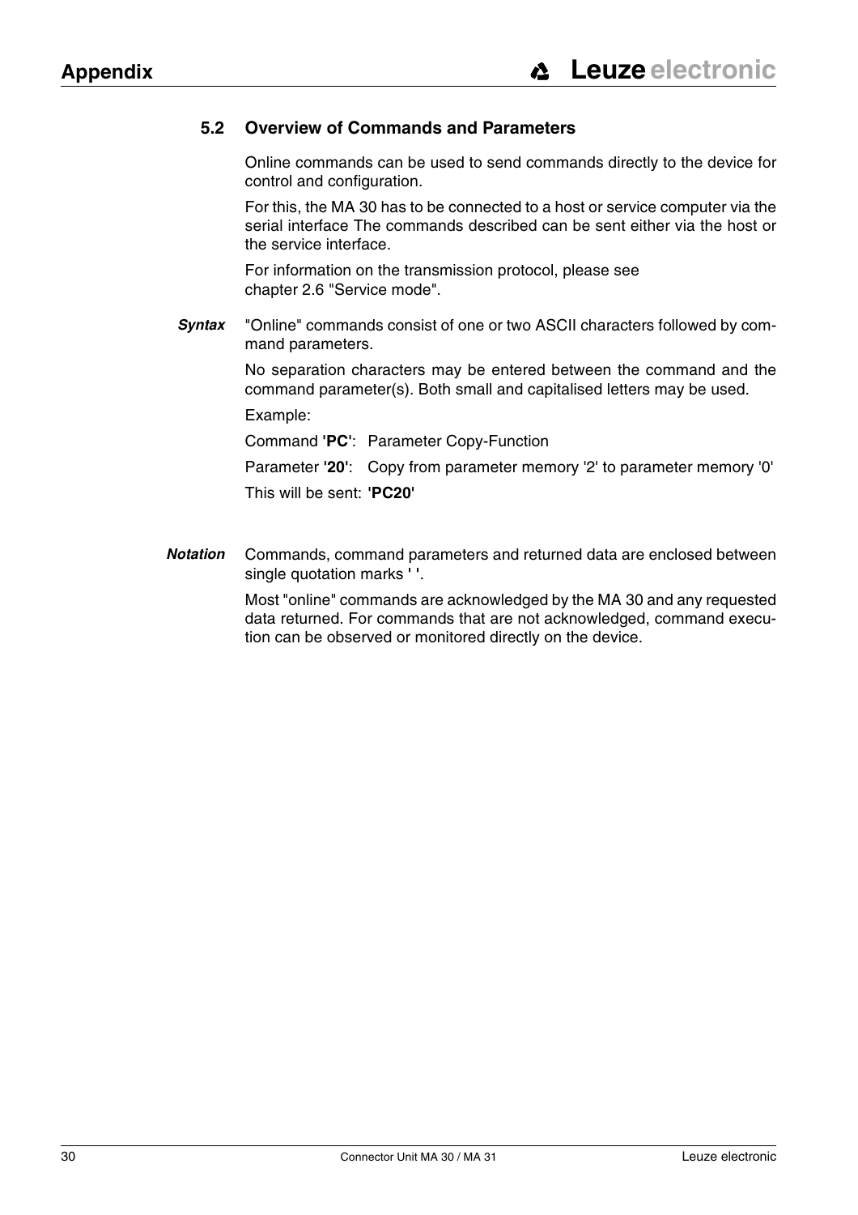## 5.2 Overview of Commands and Parameters

Online commands can be used to send commands directly to the device for control and configuration.

For this, the MA 30 has to be connected to a host or service computer via the serial interface The commands described can be sent either via the host or the service interface.

For information on the transmission protocol, please see chapter 2.6 "Service mode".

*Syntax*

"Online" commands consist of one or two ASCII characters followed by command parameters.

No separation characters may be entered between the command and the command parameter(s). Both small and capitalised letters may be used.

Example:

Command '**PC**': Parameter Copy-Function

Parameter '**20**': Copy from parameter memory '2' to parameter memory '0'

This will be sent: '**PC20**'

*Notation*

Commands, command parameters and returned data are enclosed between single quotation marks **' '**.

Most "online" commands are acknowledged by the MA 30 and any requested data returned. For commands that are not acknowledged, command execution can be observed or monitored directly on the device.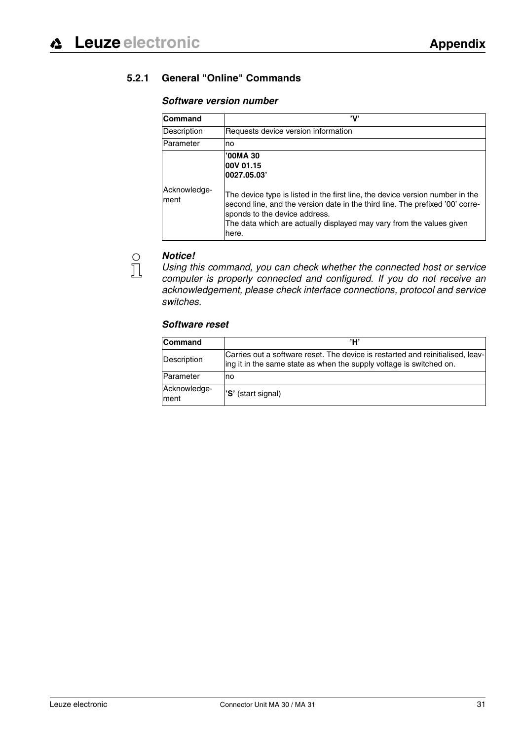### 5.2.1 General "Online" Commands

#### *Software version number*

| **Command** | **'V'** |
|---|---|
| Description | Requests device version information |
| Parameter | no |
| Acknowledge-ment | **'00MA 30**<br>**00V 01.15**<br>**0027.05.03'**<br><br>The device type is listed in the first line, the device version number in the second line, and the version date in the third line. The prefixed '00' corresponds to the device address.<br>The data which are actually displayed may vary from the values given here. |

***Notice!***
*Using this command, you can check whether the connected host or service computer is properly connected and configured. If you do not receive an acknowledgement, please check interface connections, protocol and service switches.*

#### *Software reset*

| **Command** | **'H'** |
|---|---|
| Description | Carries out a software reset. The device is restarted and reinitialised, leaving it in the same state as when the supply voltage is switched on. |
| Parameter | no |
| Acknowledge-ment | **'S'** (start signal) |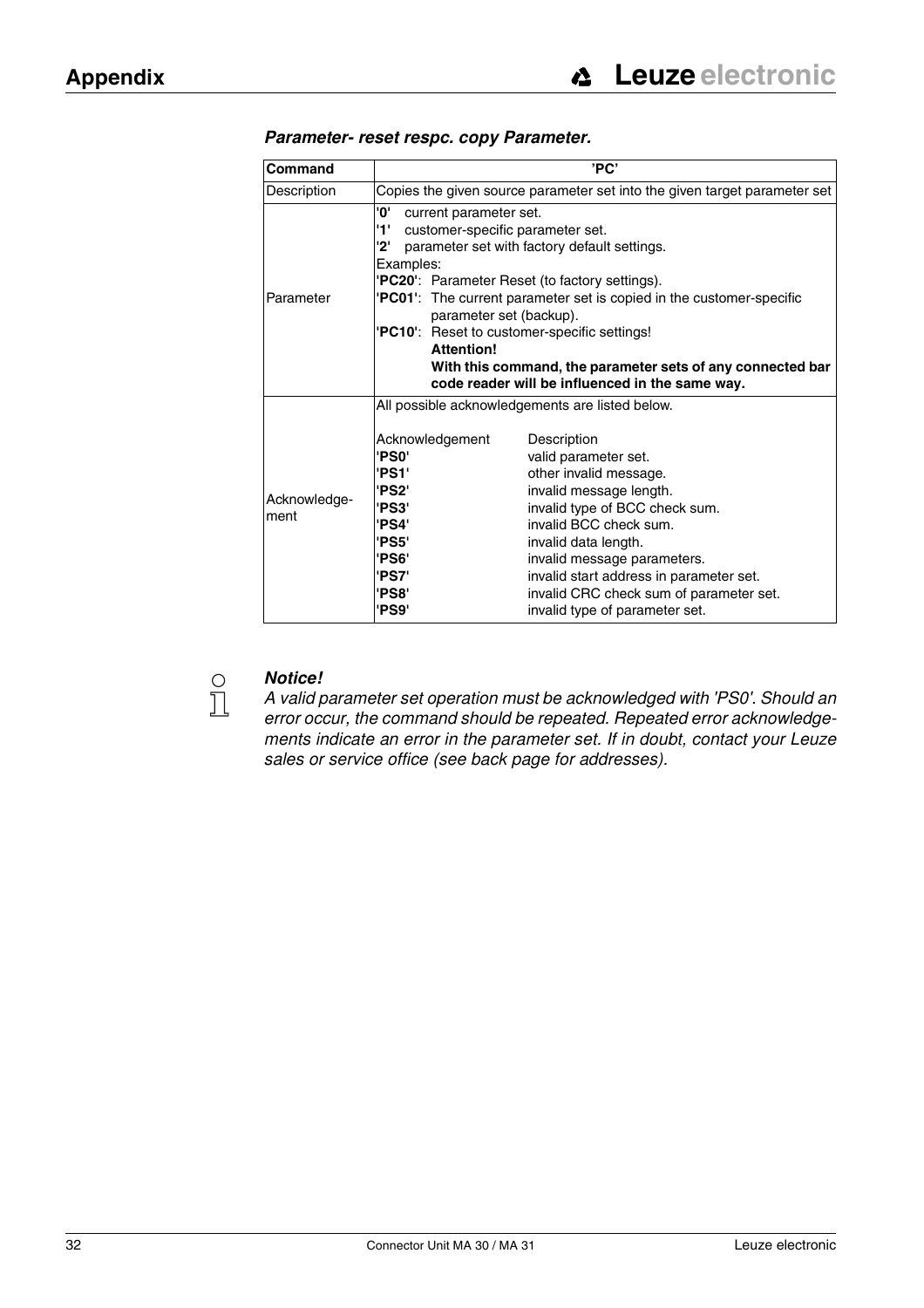### *Parameter- reset respc. copy Parameter.*

| Command | 'PC' |
|---|---|
| Description | Copies the given source parameter set into the given target parameter set |
| Parameter | **'0'** current parameter set.<br>**'1'** customer-specific parameter set.<br>**'2'** parameter set with factory default settings.<br>Examples:<br>**'PC20'**: Parameter Reset (to factory settings).<br>**'PC01'**: The current parameter set is copied in the customer-specific parameter set (backup).<br>**'PC10'**: Reset to customer-specific settings!<br>**Attention!**<br>**With this command, the parameter sets of any connected bar code reader will be influenced in the same way.** |
| Acknowledge-ment | All possible acknowledgements are listed below.<br><br>Acknowledgement — Description<br>**'PS0'** — valid parameter set.<br>**'PS1'** — other invalid message.<br>**'PS2'** — invalid message length.<br>**'PS3'** — invalid type of BCC check sum.<br>**'PS4'** — invalid BCC check sum.<br>**'PS5'** — invalid data length.<br>**'PS6'** — invalid message parameters.<br>**'PS7'** — invalid start address in parameter set.<br>**'PS8'** — invalid CRC check sum of parameter set.<br>**'PS9'** — invalid type of parameter set. |

***Notice!***

*A valid parameter set operation must be acknowledged with 'PS0'. Should an error occur, the command should be repeated. Repeated error acknowledgements indicate an error in the parameter set. If in doubt, contact your Leuze sales or service office (see back page for addresses).*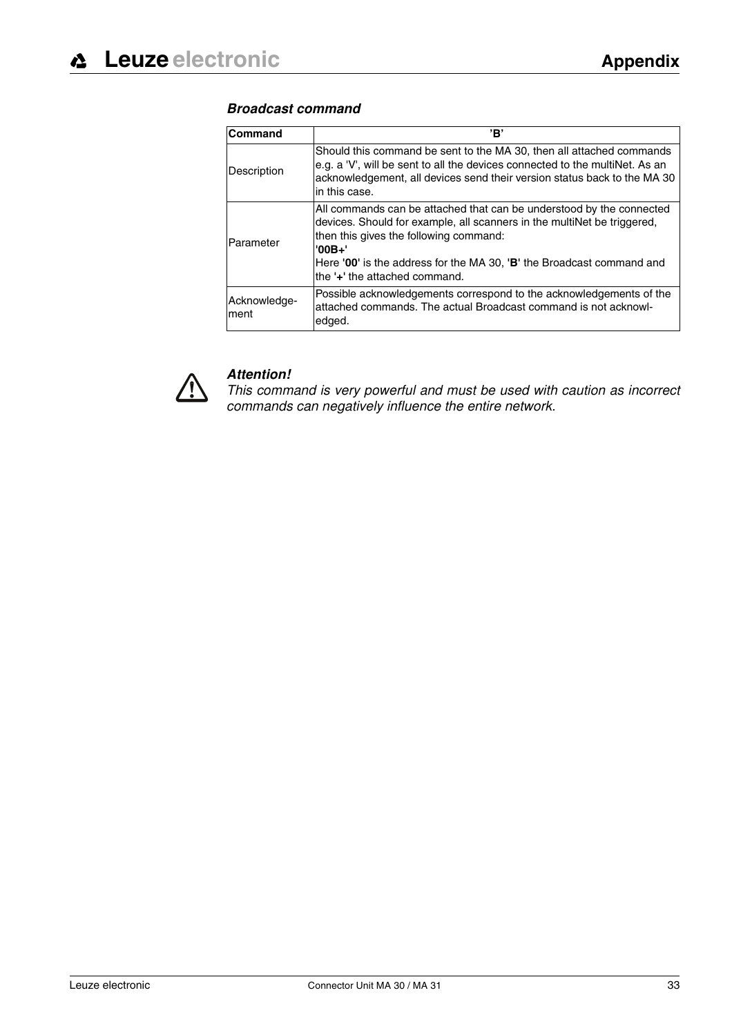### *Broadcast command*

| Command | 'B' |
|---|---|
| Description | Should this command be sent to the MA 30, then all attached commands e.g. a 'V', will be sent to all the devices connected to the multiNet. As an acknowledgement, all devices send their version status back to the MA 30 in this case. |
| Parameter | All commands can be attached that can be understood by the connected devices. Should for example, all scanners in the multiNet be triggered, then this gives the following command:<br>**'00B+'**<br>Here '**00**' is the address for the MA 30, '**B**' the Broadcast command and the '**+**' the attached command. |
| Acknowledge-ment | Possible acknowledgements correspond to the acknowledgements of the attached commands. The actual Broadcast command is not acknowledged. |

***Attention!***
*This command is very powerful and must be used with caution as incorrect commands can negatively influence the entire network.*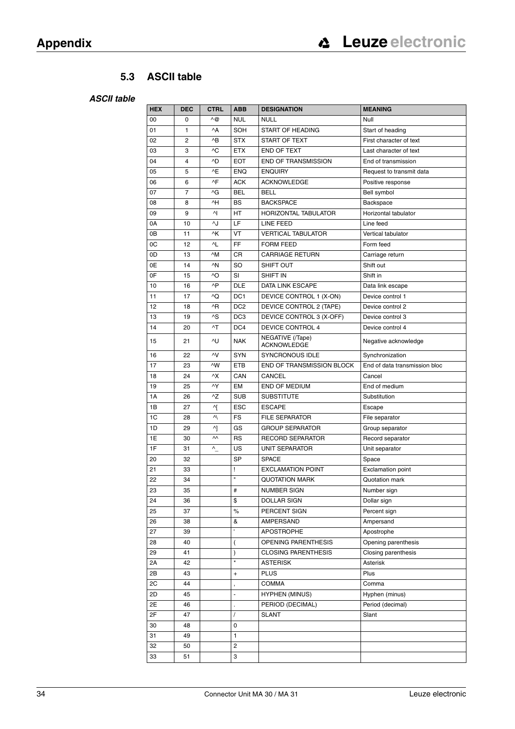## 5.3 ASCII table

### *ASCII table*

| HEX | DEC | CTRL | ABB | DESIGNATION | MEANING |
|---|---|---|---|---|---|
| 00 | 0 | ^@ | NUL | NULL | Null |
| 01 | 1 | ^A | SOH | START OF HEADING | Start of heading |
| 02 | 2 | ^B | STX | START OF TEXT | First character of text |
| 03 | 3 | ^C | ETX | END OF TEXT | Last character of text |
| 04 | 4 | ^D | EOT | END OF TRANSMISSION | End of transmission |
| 05 | 5 | ^E | ENQ | ENQUIRY | Request to transmit data |
| 06 | 6 | ^F | ACK | ACKNOWLEDGE | Positive response |
| 07 | 7 | ^G | BEL | BELL | Bell symbol |
| 08 | 8 | ^H | BS | BACKSPACE | Backspace |
| 09 | 9 | ^I | HT | HORIZONTAL TABULATOR | Horizontal tabulator |
| 0A | 10 | ^J | LF | LINE FEED | Line feed |
| 0B | 11 | ^K | VT | VERTICAL TABULATOR | Vertical tabulator |
| 0C | 12 | ^L | FF | FORM FEED | Form feed |
| 0D | 13 | ^M | CR | CARRIAGE RETURN | Carriage return |
| 0E | 14 | ^N | SO | SHIFT OUT | Shift out |
| 0F | 15 | ^O | SI | SHIFT IN | Shift in |
| 10 | 16 | ^P | DLE | DATA LINK ESCAPE | Data link escape |
| 11 | 17 | ^Q | DC1 | DEVICE CONTROL 1 (X-ON) | Device control 1 |
| 12 | 18 | ^R | DC2 | DEVICE CONTROL 2 (TAPE) | Device control 2 |
| 13 | 19 | ^S | DC3 | DEVICE CONTROL 3 (X-OFF) | Device control 3 |
| 14 | 20 | ^T | DC4 | DEVICE CONTROL 4 | Device control 4 |
| 15 | 21 | ^U | NAK | NEGATIVE (/Tape) ACKNOWLEDGE | Negative acknowledge |
| 16 | 22 | ^V | SYN | SYNCRONOUS IDLE | Synchronization |
| 17 | 23 | ^W | ETB | END OF TRANSMISSION BLOCK | End of data transmission bloc |
| 18 | 24 | ^X | CAN | CANCEL | Cancel |
| 19 | 25 | ^Y | EM | END OF MEDIUM | End of medium |
| 1A | 26 | ^Z | SUB | SUBSTITUTE | Substitution |
| 1B | 27 | ^[ | ESC | ESCAPE | Escape |
| 1C | 28 | ^\ | FS | FILE SEPARATOR | File separator |
| 1D | 29 | ^] | GS | GROUP SEPARATOR | Group separator |
| 1E | 30 | ^^ | RS | RECORD SEPARATOR | Record separator |
| 1F | 31 | ^_ | US | UNIT SEPARATOR | Unit separator |
| 20 | 32 | | SP | SPACE | Space |
| 21 | 33 | | ! | EXCLAMATION POINT | Exclamation point |
| 22 | 34 | | " | QUOTATION MARK | Quotation mark |
| 23 | 35 | | # | NUMBER SIGN | Number sign |
| 24 | 36 | | $ | DOLLAR SIGN | Dollar sign |
| 25 | 37 | | % | PERCENT SIGN | Percent sign |
| 26 | 38 | | & | AMPERSAND | Ampersand |
| 27 | 39 | | ' | APOSTROPHE | Apostrophe |
| 28 | 40 | | ( | OPENING PARENTHESIS | Opening parenthesis |
| 29 | 41 | | ) | CLOSING PARENTHESIS | Closing parenthesis |
| 2A | 42 | | * | ASTERISK | Asterisk |
| 2B | 43 | | + | PLUS | Plus |
| 2C | 44 | | , | COMMA | Comma |
| 2D | 45 | | - | HYPHEN (MINUS) | Hyphen (minus) |
| 2E | 46 | | . | PERIOD (DECIMAL) | Period (decimal) |
| 2F | 47 | | / | SLANT | Slant |
| 30 | 48 | | 0 | | |
| 31 | 49 | | 1 | | |
| 32 | 50 | | 2 | | |
| 33 | 51 | | 3 | | |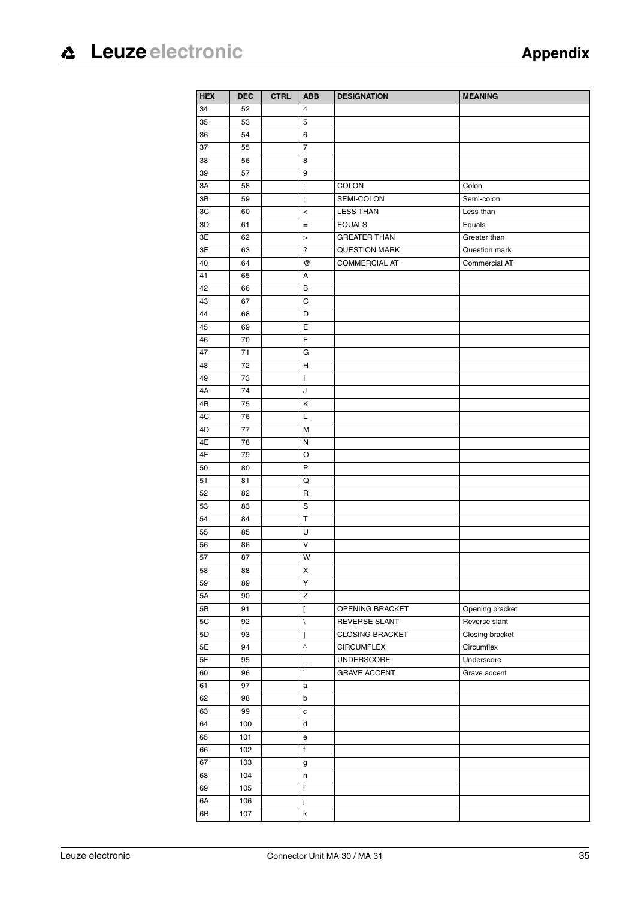| HEX | DEC | CTRL | ABB | DESIGNATION | MEANING |
|---|---|---|---|---|---|
| 34 | 52 | | 4 | | |
| 35 | 53 | | 5 | | |
| 36 | 54 | | 6 | | |
| 37 | 55 | | 7 | | |
| 38 | 56 | | 8 | | |
| 39 | 57 | | 9 | | |
| 3A | 58 | | : | COLON | Colon |
| 3B | 59 | | ; | SEMI-COLON | Semi-colon |
| 3C | 60 | | < | LESS THAN | Less than |
| 3D | 61 | | = | EQUALS | Equals |
| 3E | 62 | | > | GREATER THAN | Greater than |
| 3F | 63 | | ? | QUESTION MARK | Question mark |
| 40 | 64 | | @ | COMMERCIAL AT | Commercial AT |
| 41 | 65 | | A | | |
| 42 | 66 | | B | | |
| 43 | 67 | | C | | |
| 44 | 68 | | D | | |
| 45 | 69 | | E | | |
| 46 | 70 | | F | | |
| 47 | 71 | | G | | |
| 48 | 72 | | H | | |
| 49 | 73 | | I | | |
| 4A | 74 | | J | | |
| 4B | 75 | | K | | |
| 4C | 76 | | L | | |
| 4D | 77 | | M | | |
| 4E | 78 | | N | | |
| 4F | 79 | | O | | |
| 50 | 80 | | P | | |
| 51 | 81 | | Q | | |
| 52 | 82 | | R | | |
| 53 | 83 | | S | | |
| 54 | 84 | | T | | |
| 55 | 85 | | U | | |
| 56 | 86 | | V | | |
| 57 | 87 | | W | | |
| 58 | 88 | | X | | |
| 59 | 89 | | Y | | |
| 5A | 90 | | Z | | |
| 5B | 91 | | [ | OPENING BRACKET | Opening bracket |
| 5C | 92 | | \ | REVERSE SLANT | Reverse slant |
| 5D | 93 | | ] | CLOSING BRACKET | Closing bracket |
| 5E | 94 | | ^ | CIRCUMFLEX | Circumflex |
| 5F | 95 | | _ | UNDERSCORE | Underscore |
| 60 | 96 | | ` | GRAVE ACCENT | Grave accent |
| 61 | 97 | | a | | |
| 62 | 98 | | b | | |
| 63 | 99 | | c | | |
| 64 | 100 | | d | | |
| 65 | 101 | | e | | |
| 66 | 102 | | f | | |
| 67 | 103 | | g | | |
| 68 | 104 | | h | | |
| 69 | 105 | | i | | |
| 6A | 106 | | j | | |
| 6B | 107 | | k | | |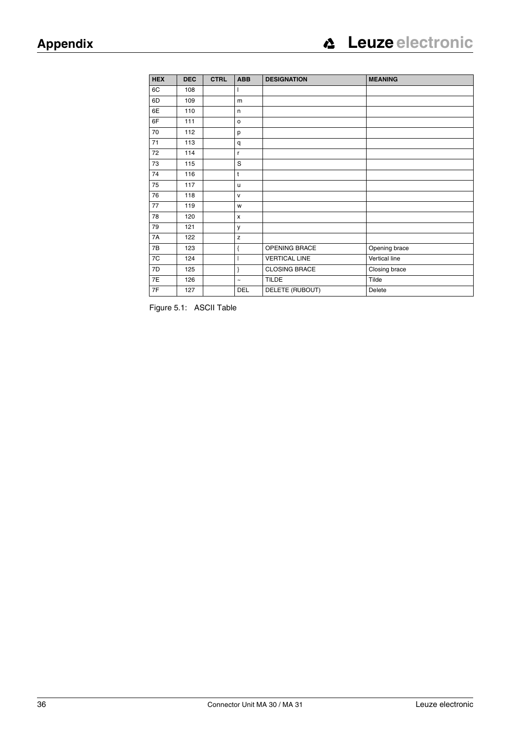| HEX | DEC | CTRL | ABB | DESIGNATION | MEANING |
|---|---|---|---|---|---|
| 6C | 108 | | l | | |
| 6D | 109 | | m | | |
| 6E | 110 | | n | | |
| 6F | 111 | | o | | |
| 70 | 112 | | p | | |
| 71 | 113 | | q | | |
| 72 | 114 | | r | | |
| 73 | 115 | | S | | |
| 74 | 116 | | t | | |
| 75 | 117 | | u | | |
| 76 | 118 | | v | | |
| 77 | 119 | | w | | |
| 78 | 120 | | x | | |
| 79 | 121 | | y | | |
| 7A | 122 | | z | | |
| 7B | 123 | | { | OPENING BRACE | Opening brace |
| 7C | 124 | | \| | VERTICAL LINE | Vertical line |
| 7D | 125 | | } | CLOSING BRACE | Closing brace |
| 7E | 126 | | ~ | TILDE | Tilde |
| 7F | 127 | | DEL | DELETE (RUBOUT) | Delete |

Figure 5.1: ASCII Table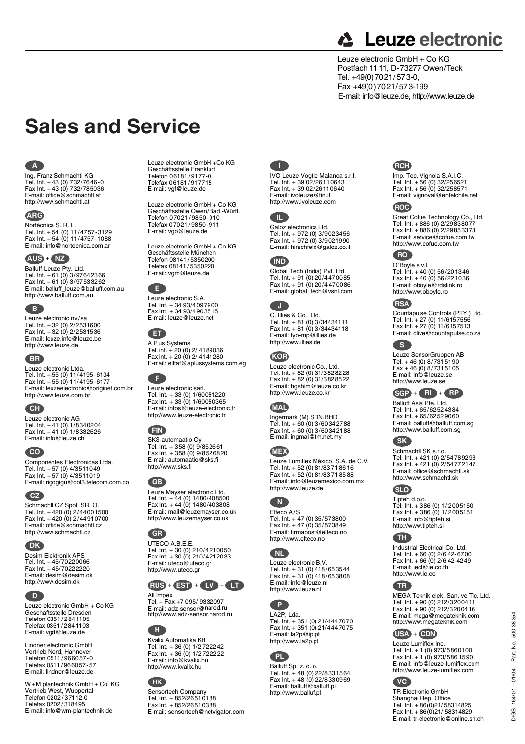# Leuze electronic

Leuze electronic GmbH + Co KG
Postfach 11 11, D-73277 Owen/Teck
Tel. +49(0)7021/573-0,
Fax +49(0)7021/573-199
E-mail: info@leuze.de, http://www.leuze.de

# Sales and Service

**A**

Ing. Franz Schmachtl KG
Tel. Int. + 43 (0) 732/7646-0
Fax Int. + 43 (0) 732/785036
E-mail: office@schmachtl.at
http://www.schmachtl.at

**ARG**

Nortécnica S. R. L.
Tel. Int. + 54 (0) 11/4757-3129
Fax Int. + 54 (0) 11/4757-1088
E-mail: info@nortecnica.com.ar

**AUS** + **NZ**

Balluff-Leuze Pty. Ltd.
Tel. Int. + 61 (0) 3/97642366
Fax Int. + 61 (0) 3/97533262
E-mail: balluff_leuze@balluff.com.au
http://www.balluff.com.au

**B**

Leuze electronic nv/sa
Tel. Int. + 32 (0) 2/2531600
Fax Int. + 32 (0) 2/2531536
E-mail: leuze.info@leuze.be
http://www.leuze.de

**BR**

Leuze electronic Ltda.
Tel. Int. + 55 (0) 11/4195-6134
Fax Int. + 55 (0) 11/4195-6177
E-mail: leuzeelectronic@originet.com.br
http://www.leuze.com.br

**CH**

Leuze electronic AG
Tel. Int. + 41 (0) 1/8340204
Fax Int. + 41 (0) 1/8332626
E-mail: info@leuze.ch

**CO**

Componentes Electronicas Ltda.
Tel. Int. + 57 (0) 4/3511049
Fax Int. + 57 (0) 4/3511019
E-mail: rigogigu@col3.telecom.com.co

**CZ**

Schmachtl CZ Spol. SR. O.
Tel. Int. + 420 (0) 2/44001500
Fax Int. + 420 (0) 2/44910700
E-mail: office@schmachtl.cz
http://www.schmachtl.cz

**DK**

Desim Elektronik APS
Tel. Int. + 45/70220066
Fax Int. + 45/70222220
E-mail: desim@desim.dk
http://www.desim.dk

**D**

Leuze electronic GmbH + Co KG
Geschäftsstelle Dresden
Telefon 0351/2841105
Telefax 0351/2841103
E-mail: vgd@leuze.de

Lindner electronic GmbH
Vertrieb Nord, Hannover
Telefon 0511/966057-0
Telefax 0511/966057-57
E-mail: lindner@leuze.de

W+M plantechnik GmbH + Co. KG
Vertrieb West, Wuppertal
Telefon 0202/37112-0
Telefax 0202/318495
E-mail: info@wm-plantechnik.de

Leuze electronic GmbH +Co KG
Geschäftsstelle Frankfurt
Telefon 06181/9177-0
Telefax 06181/917715
E-mail: vgf@leuze.de

Leuze electronic GmbH + Co KG
Geschäftsstelle Owen/Bad.-Württ.
Telefon 07021/9850-910
Telefax 07021/9850-911
E-mail: vgo@leuze.de

Leuze electronic GmbH + Co KG
Geschäftsstelle München
Telefon 08141/5350200
Telefax 08141/5350220
E-mail: vgm@leuze.de

**E**

Leuze electronic S.A.
Tel. Int. + 34 93/4097900
Fax Int. + 34 93/4903515
E-mail: leuze@leuze.net

**ET**

A Plus Systems
Tel. int. + 20 (0) 2/ 4189036
Fax int. + 20 (0) 2/ 4141280
E-mail: ellfaf@aplussystems.com.eg

**F**

Leuze electronic sarl.
Tel. Int. + 33 (0) 1/60051220
Fax Int. + 33 (0) 1/60050365
E-mail: infos@leuze-electronic.fr
http://www.leuze-electronic.fr

**FIN**

SKS-automaatio Oy
Tel. Int. + 358 (0) 9/852661
Fax Int. + 358 (0) 9/8526820
E-mail: automaatio@sks.fi
http://www.sks.fi

**GB**

Leuze Mayser electronic Ltd.
Tel. Int. + 44 (0) 1480/408500
Fax Int. + 44 (0) 1480/403808
E-mail: mail@leuzemayser.co.uk
http://www.leuzemayser.co.uk

**GR**

UTECO A.B.E.E.
Tel. Int. + 30 (0) 210/4210050
Fax Int. + 30 (0) 210/4212033
E-mail: uteco@uteco.gr
http://www.uteco.gr

**RUS** + **EST** + **LV** + **LT**

All Impex
Tel. + Fax +7 095/ 9332097
E-mail: adz-sensor@narod.ru
http://www.adz-sensor.narod.ru

**H**

Kvalix Automatika Kft.
Tel. Int. + 36 (0) 1/2722242
Fax Int. + 36 (0) 1/2722222
E-mail: info@kvalix.hu
http://www.kvalix.hu

**HK**

Sensortech Company
Tel. Int. + 852/26510188
Fax Int. + 852/26510388
E-mail: sensortech@netvigator.com

**I**

IVO Leuze Vogtle Malanca s.r.l.
Tel. Int. + 39 02/26110643
Fax Int. + 39 02/26110640
E-mail: ivoleuze@tin.it
http://www.ivoleuze.com

**IL**

Galoz electronics Ltd.
Tel. Int. + 972 (0) 3/9023456
Fax Int. + 972 (0) 3/9021990
E-mail: hirschfeld@galoz.co.il

**IND**

Global Tech (India) Pvt. Ltd.
Tel. Int. + 91 (0) 20/4470085
Fax Int. + 91 (0) 20/4470086
E-mail: global_tech@vsnl.com

**J**

C. Illies & Co., Ltd.
Tel. Int. + 81 (0) 3/34434111
Fax Int. + 81 (0) 3/34434118
E-mail: tyo-mp@illies.de
http://www.illies.de

**KOR**

Leuze electronic Co., Ltd.
Tel. Int. + 82 (0) 31/3828228
Fax Int. + 82 (0) 31/3828522
E-mail: hgshim@leuze.co.kr
http://www.leuze.co.kr

**MAL**

Ingermark (M) SDN.BHD
Tel. Int. + 60 (0) 3/60342788
Fax Int. + 60 (0) 3/60342188
E-mail: ingmal@tm.net.my

**MEX**

Leuze Lumiflex México, S.A. de C.V.
Tel. Int. + 52 (0) 81/83718616
Fax Int. + 52 (0) 81/83718588
E-mail: info@leuzemexico.com.mx
http://www.leuze.de

**N**

Elteco A/S
Tel. Int. + 47 (0) 35/573800
Fax Int. + 47 (0) 35/573849
E-mail: firmapost@elteco.no
http://www.elteco.no

**NL**

Leuze electronic B.V.
Tel. Int. + 31 (0) 418/653544
Fax Int. + 31 (0) 418/653808
E-mail: info@leuze.nl
http://www.leuze.nl

**P**

LA2P, Lda.
Tel. Int. + 351 (0) 21/4447070
Fax Int. + 351 (0) 21/4447075
E-mail: la2p@ip.pt
http://www.la2p.pt

**PL**

Balluff Sp. z. o. o.
Tel. Int. + 48 (0) 22/8331564
Fax Int. + 48 (0) 22/8330969
E-mail: balluff@balluff.pl
http://www.balluf.pl

**RCH**

Imp. Tec. Vignola S.A.I.C.
Tel. Int. + 56 (0) 32/256521
Fax Int. + 56 (0) 32/258571
E-mail: vignoval@entelchile.net

**ROC**

Great Cofue Technology Co., Ltd.
Tel. Int. + 886 (0) 2/29838077
Fax Int. + 886 (0) 2/29853373
E-mail: service@cofue.com.tw
http://www.cofue.com.tw

**RO**

O`Boyle s.v.l.
Tel. Int. + 40 (0) 56/201346
Fax Int. + 40 (0) 56/221036
E-mail: oboyle@rdslink.ro
http://www.oboyle.ro

**RSA**

Countapulse Controls (PTY.) Ltd.
Tel. Int. + 27 (0) 11/6157556
Fax Int. + 27 (0) 11/6157513
E-mail: clive@countapulse.co.za

**S**

Leuze SensorGruppen AB
Tel. + 46 (0) 8/7315190
Fax + 46 (0) 8/7315105
E-mail: info@leuze.se
http://www.leuze.se

**SGP** + **RI** + **RP**

Balluff Asia Pte. Ltd.
Tel. Int. + 65/62524384
Fax Int. + 65/62529060
E-mail: balluff@balluff.com.sg
http://www.balluff.com.sg

**SK**

Schmachtl SK s.r.o.
Tel. Int. + 421 (0) 2/54789293
Fax Int. + 421 (0) 2/54772147
E-mail: office@schmachtl.sk
http://www.schmachtl.sk

**SLO**

Tipteh d.o.o.
Tel. Int. + 386 (0) 1/2005150
Fax Int. + 386 (0) 1/2005151
E-mail: info@tipteh.si
http://www.tipteh.si

**TH**

Industrial Electrical Co. Ltd.
Tel. Int. + 66 (0) 2/6 42-6700
Fax Int. + 66 (0) 2/6 42-4249
E-mail: iecl@ie.co.th
http://www.ie.co

**TR**

MEGA Teknik elek. San. ve Tic. Ltd.
Tel. Int. + 90 (0) 212/3200411
Fax Int. + 90 (0) 212/3200416
E-mail: mega@megateknik.com
http://www.megateknik.com

**USA** + **CDN**

Leuze Lumiflex Inc.
Tel. Int. + 1 (0) 973/5860100
Fax Int. + 1 (0) 973/586 1590
E-mail: info@leuze-lumiflex.com
http://www.leuze-lumiflex.com

**VC**

TR Electronic GmbH
Shanghai Rep. Office
Tel. Int. + 86(0)21/ 58314825
Fax Int. + 86(0)21/ 58314829
E-mail: tr-electronic@online.sh.ch

D/GB 164/01 – 01/04 Part. No. 500 38 354